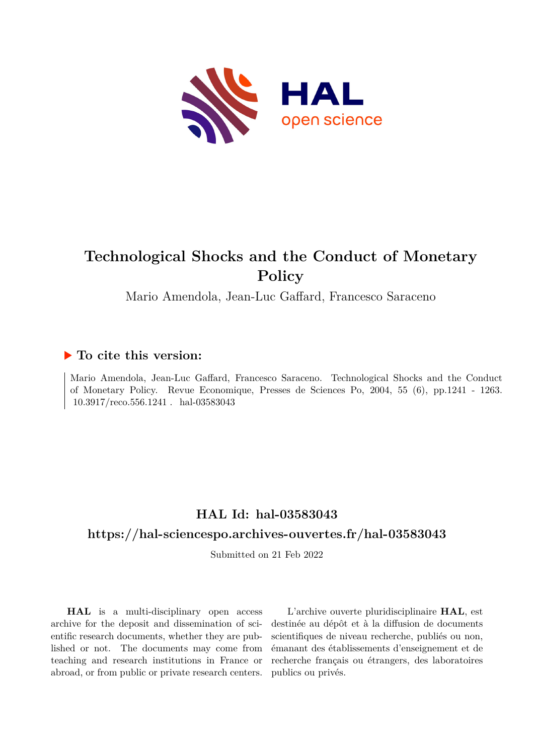# Technological Shocks and the Conduct of Monetary Policy

Mario Amendola, Jean-Luc Gaffard, Francesco Saraceno

## ▶ To cite this version:

Mario Amendola, Jean-Luc Gaffard, Francesco Saraceno. Technological Shocks and the Conduct of Monetary Policy. Revue Economique, Presses de Sciences Po, 2004, 55 (6), pp.1241 - 1263. 10.3917/reco.556.1241 . hal-03583043

## HAL Id: hal-03583043

## https://hal-sciencespo.archives-ouvertes.fr/hal-03583043

Submitted on 21 Feb 2022

**HAL** is a multi-disciplinary open access archive for the deposit and dissemination of scientific research documents, whether they are published or not. The documents may come from teaching and research institutions in France or abroad, or from public or private research centers.

L'archive ouverte pluridisciplinaire **HAL**, est destinée au dépôt et à la diffusion de documents scientifiques de niveau recherche, publiés ou non, émanant des établissements d'enseignement et de recherche français ou étrangers, des laboratoires publics ou privés.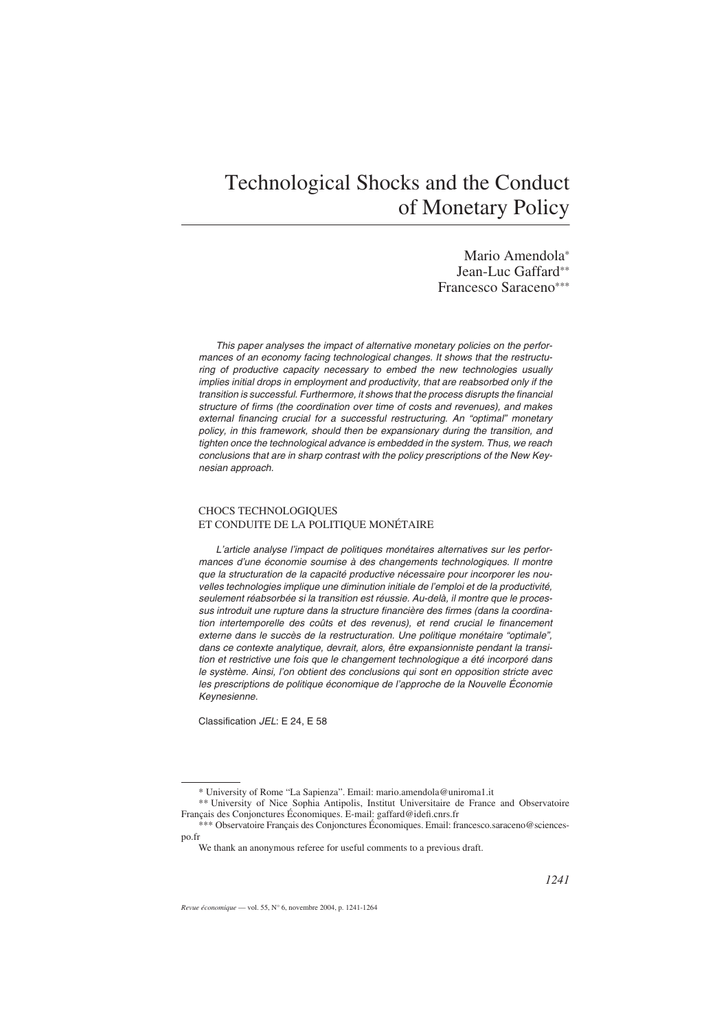# Technological Shocks and the Conduct of Monetary Policy

Mario Amendola*
Jean-Luc Gaffard**
Francesco Saraceno***

*This paper analyses the impact of alternative monetary policies on the performances of an economy facing technological changes. It shows that the restructuring of productive capacity necessary to embed the new technologies usually implies initial drops in employment and productivity, that are reabsorbed only if the transition is successful. Furthermore, it shows that the process disrupts the financial structure of firms (the coordination over time of costs and revenues), and makes external financing crucial for a successful restructuring. An "optimal" monetary policy, in this framework, should then be expansionary during the transition, and tighten once the technological advance is embedded in the system. Thus, we reach conclusions that are in sharp contrast with the policy prescriptions of the New Keynesian approach.*

CHOCS TECHNOLOGIQUES
ET CONDUITE DE LA POLITIQUE MONÉTAIRE

*L'article analyse l'impact de politiques monétaires alternatives sur les performances d'une économie soumise à des changements technologiques. Il montre que la structuration de la capacité productive nécessaire pour incorporer les nouvelles technologies implique une diminution initiale de l'emploi et de la productivité, seulement réabsorbée si la transition est réussie. Au-delà, il montre que le processus introduit une rupture dans la structure financière des firmes (dans la coordination intertemporelle des coûts et des revenus), et rend crucial le financement externe dans le succès de la restructuration. Une politique monétaire "optimale", dans ce contexte analytique, devrait, alors, être expansionniste pendant la transition et restrictive une fois que le changement technologique a été incorporé dans le système. Ainsi, l'on obtient des conclusions qui sont en opposition stricte avec les prescriptions de politique économique de l'approche de la Nouvelle Économie Keynesienne.*

Classification *JEL*: E 24, E 58

---

\* University of Rome "La Sapienza". Email: mario.amendola@uniroma1.it

\*\* University of Nice Sophia Antipolis, Institut Universitaire de France and Observatoire Français des Conjonctures Économiques. E-mail: gaffard@idefi.cnrs.fr

\*\*\* Observatoire Français des Conjonctures Économiques. Email: francesco.saraceno@sciences-po.fr

We thank an anonymous referee for useful comments to a previous draft.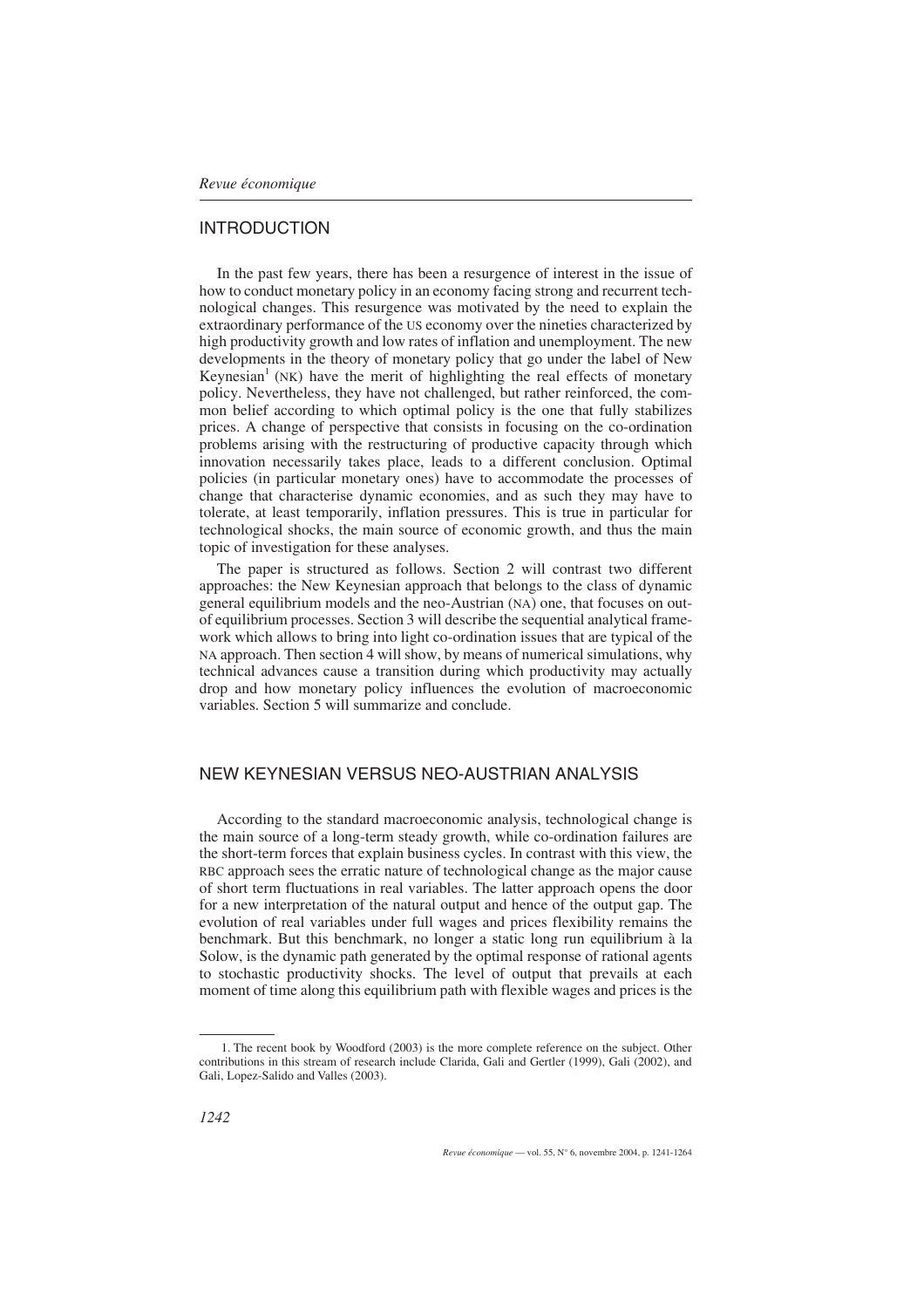## INTRODUCTION

In the past few years, there has been a resurgence of interest in the issue of how to conduct monetary policy in an economy facing strong and recurrent technological changes. This resurgence was motivated by the need to explain the extraordinary performance of the US economy over the nineties characterized by high productivity growth and low rates of inflation and unemployment. The new developments in the theory of monetary policy that go under the label of New Keynesian[1] (NK) have the merit of highlighting the real effects of monetary policy. Nevertheless, they have not challenged, but rather reinforced, the common belief according to which optimal policy is the one that fully stabilizes prices. A change of perspective that consists in focusing on the co-ordination problems arising with the restructuring of productive capacity through which innovation necessarily takes place, leads to a different conclusion. Optimal policies (in particular monetary ones) have to accommodate the processes of change that characterise dynamic economies, and as such they may have to tolerate, at least temporarily, inflation pressures. This is true in particular for technological shocks, the main source of economic growth, and thus the main topic of investigation for these analyses.

The paper is structured as follows. Section 2 will contrast two different approaches: the New Keynesian approach that belongs to the class of dynamic general equilibrium models and the neo-Austrian (NA) one, that focuses on out-of equilibrium processes. Section 3 will describe the sequential analytical framework which allows to bring into light co-ordination issues that are typical of the NA approach. Then section 4 will show, by means of numerical simulations, why technical advances cause a transition during which productivity may actually drop and how monetary policy influences the evolution of macroeconomic variables. Section 5 will summarize and conclude.

## NEW KEYNESIAN VERSUS NEO-AUSTRIAN ANALYSIS

According to the standard macroeconomic analysis, technological change is the main source of a long-term steady growth, while co-ordination failures are the short-term forces that explain business cycles. In contrast with this view, the RBC approach sees the erratic nature of technological change as the major cause of short term fluctuations in real variables. The latter approach opens the door for a new interpretation of the natural output and hence of the output gap. The evolution of real variables under full wages and prices flexibility remains the benchmark. But this benchmark, no longer a static long run equilibrium à la Solow, is the dynamic path generated by the optimal response of rational agents to stochastic productivity shocks. The level of output that prevails at each moment of time along this equilibrium path with flexible wages and prices is the

1. The recent book by Woodford (2003) is the more complete reference on the subject. Other contributions in this stream of research include Clarida, Gali and Gertler (1999), Gali (2002), and Gali, Lopez-Salido and Valles (2003).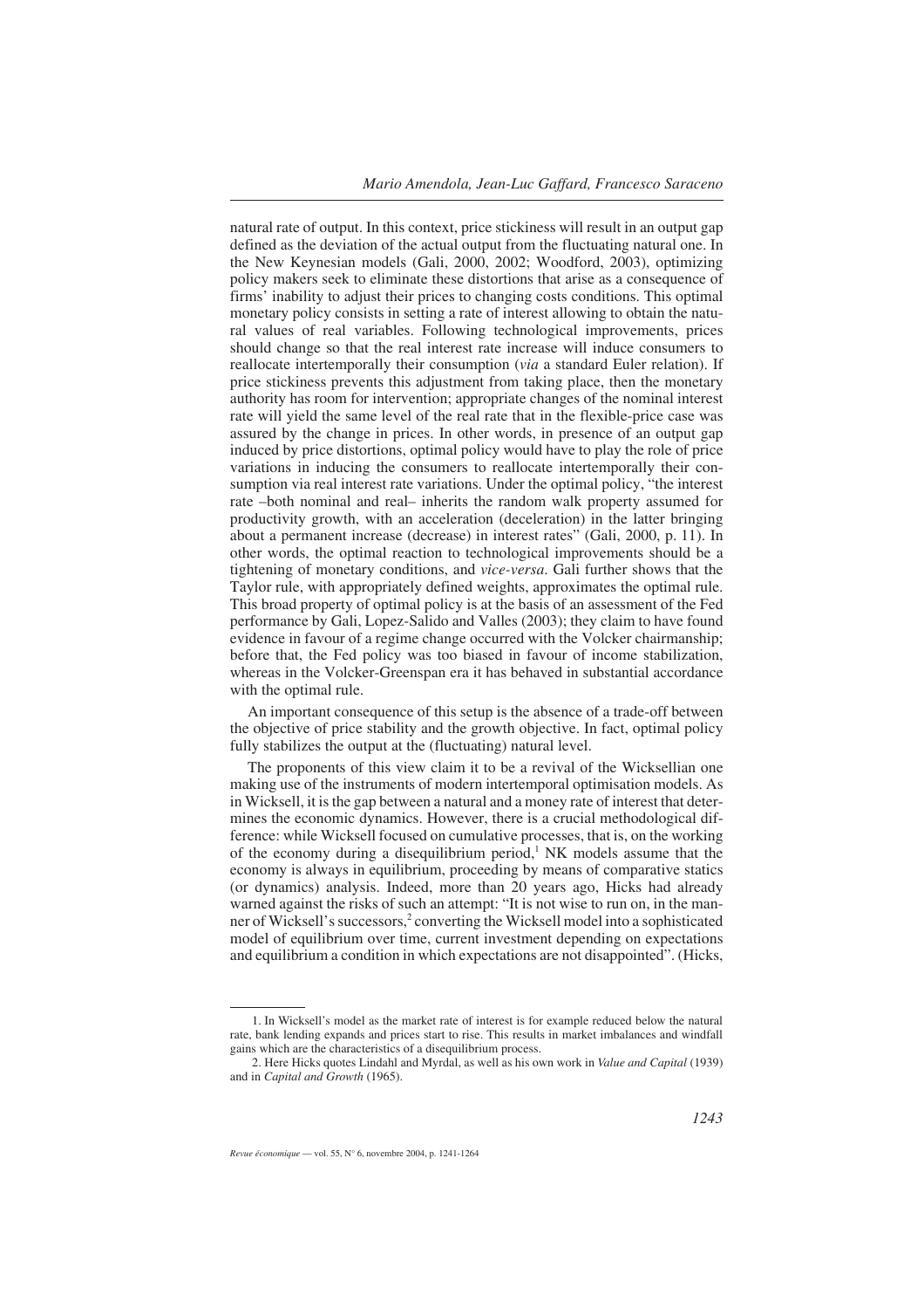natural rate of output. In this context, price stickiness will result in an output gap defined as the deviation of the actual output from the fluctuating natural one. In the New Keynesian models (Gali, 2000, 2002; Woodford, 2003), optimizing policy makers seek to eliminate these distortions that arise as a consequence of firms' inability to adjust their prices to changing costs conditions. This optimal monetary policy consists in setting a rate of interest allowing to obtain the natural values of real variables. Following technological improvements, prices should change so that the real interest rate increase will induce consumers to reallocate intertemporally their consumption (*via* a standard Euler relation). If price stickiness prevents this adjustment from taking place, then the monetary authority has room for intervention; appropriate changes of the nominal interest rate will yield the same level of the real rate that in the flexible-price case was assured by the change in prices. In other words, in presence of an output gap induced by price distortions, optimal policy would have to play the role of price variations in inducing the consumers to reallocate intertemporally their consumption via real interest rate variations. Under the optimal policy, "the interest rate –both nominal and real– inherits the random walk property assumed for productivity growth, with an acceleration (deceleration) in the latter bringing about a permanent increase (decrease) in interest rates" (Gali, 2000, p. 11). In other words, the optimal reaction to technological improvements should be a tightening of monetary conditions, and *vice-versa*. Gali further shows that the Taylor rule, with appropriately defined weights, approximates the optimal rule. This broad property of optimal policy is at the basis of an assessment of the Fed performance by Gali, Lopez-Salido and Valles (2003); they claim to have found evidence in favour of a regime change occurred with the Volcker chairmanship; before that, the Fed policy was too biased in favour of income stabilization, whereas in the Volcker-Greenspan era it has behaved in substantial accordance with the optimal rule.

An important consequence of this setup is the absence of a trade-off between the objective of price stability and the growth objective. In fact, optimal policy fully stabilizes the output at the (fluctuating) natural level.

The proponents of this view claim it to be a revival of the Wicksellian one making use of the instruments of modern intertemporal optimisation models. As in Wicksell, it is the gap between a natural and a money rate of interest that determines the economic dynamics. However, there is a crucial methodological difference: while Wicksell focused on cumulative processes, that is, on the working of the economy during a disequilibrium period,[1] NK models assume that the economy is always in equilibrium, proceeding by means of comparative statics (or dynamics) analysis. Indeed, more than 20 years ago, Hicks had already warned against the risks of such an attempt: "It is not wise to run on, in the manner of Wicksell's successors,[2] converting the Wicksell model into a sophisticated model of equilibrium over time, current investment depending on expectations and equilibrium a condition in which expectations are not disappointed". (Hicks,

1. In Wicksell's model as the market rate of interest is for example reduced below the natural rate, bank lending expands and prices start to rise. This results in market imbalances and windfall gains which are the characteristics of a disequilibrium process.

2. Here Hicks quotes Lindahl and Myrdal, as well as his own work in *Value and Capital* (1939) and in *Capital and Growth* (1965).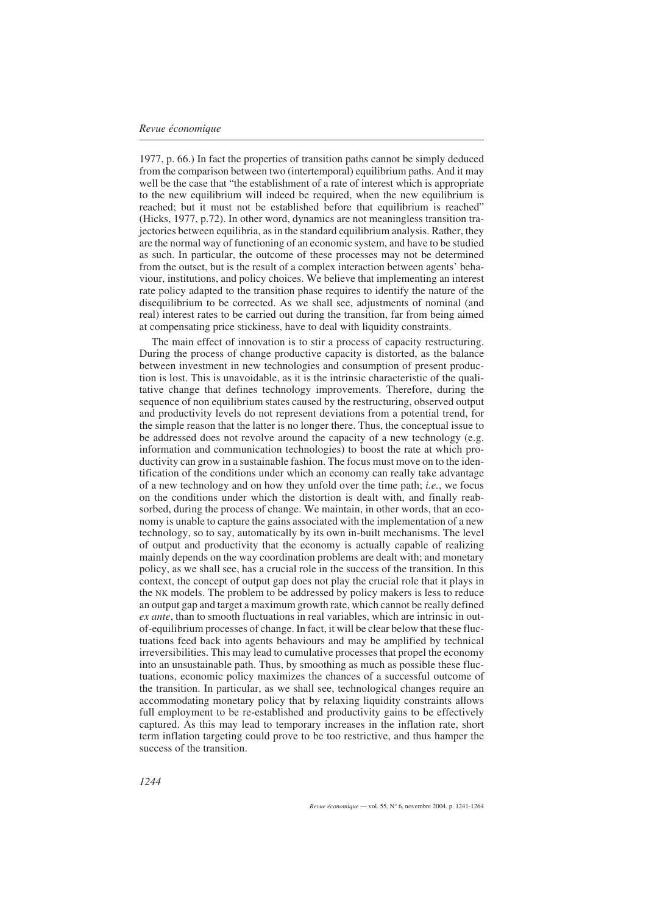1977, p. 66.) In fact the properties of transition paths cannot be simply deduced from the comparison between two (intertemporal) equilibrium paths. And it may well be the case that "the establishment of a rate of interest which is appropriate to the new equilibrium will indeed be required, when the new equilibrium is reached; but it must not be established before that equilibrium is reached" (Hicks, 1977, p.72). In other word, dynamics are not meaningless transition trajectories between equilibria, as in the standard equilibrium analysis. Rather, they are the normal way of functioning of an economic system, and have to be studied as such. In particular, the outcome of these processes may not be determined from the outset, but is the result of a complex interaction between agents' behaviour, institutions, and policy choices. We believe that implementing an interest rate policy adapted to the transition phase requires to identify the nature of the disequilibrium to be corrected. As we shall see, adjustments of nominal (and real) interest rates to be carried out during the transition, far from being aimed at compensating price stickiness, have to deal with liquidity constraints.

The main effect of innovation is to stir a process of capacity restructuring. During the process of change productive capacity is distorted, as the balance between investment in new technologies and consumption of present production is lost. This is unavoidable, as it is the intrinsic characteristic of the qualitative change that defines technology improvements. Therefore, during the sequence of non equilibrium states caused by the restructuring, observed output and productivity levels do not represent deviations from a potential trend, for the simple reason that the latter is no longer there. Thus, the conceptual issue to be addressed does not revolve around the capacity of a new technology (e.g. information and communication technologies) to boost the rate at which productivity can grow in a sustainable fashion. The focus must move on to the identification of the conditions under which an economy can really take advantage of a new technology and on how they unfold over the time path; *i.e.*, we focus on the conditions under which the distortion is dealt with, and finally reabsorbed, during the process of change. We maintain, in other words, that an economy is unable to capture the gains associated with the implementation of a new technology, so to say, automatically by its own in-built mechanisms. The level of output and productivity that the economy is actually capable of realizing mainly depends on the way coordination problems are dealt with; and monetary policy, as we shall see, has a crucial role in the success of the transition. In this context, the concept of output gap does not play the crucial role that it plays in the NK models. The problem to be addressed by policy makers is less to reduce an output gap and target a maximum growth rate, which cannot be really defined *ex ante*, than to smooth fluctuations in real variables, which are intrinsic in out-of-equilibrium processes of change. In fact, it will be clear below that these fluctuations feed back into agents behaviours and may be amplified by technical irreversibilities. This may lead to cumulative processes that propel the economy into an unsustainable path. Thus, by smoothing as much as possible these fluctuations, economic policy maximizes the chances of a successful outcome of the transition. In particular, as we shall see, technological changes require an accommodating monetary policy that by relaxing liquidity constraints allows full employment to be re-established and productivity gains to be effectively captured. As this may lead to temporary increases in the inflation rate, short term inflation targeting could prove to be too restrictive, and thus hamper the success of the transition.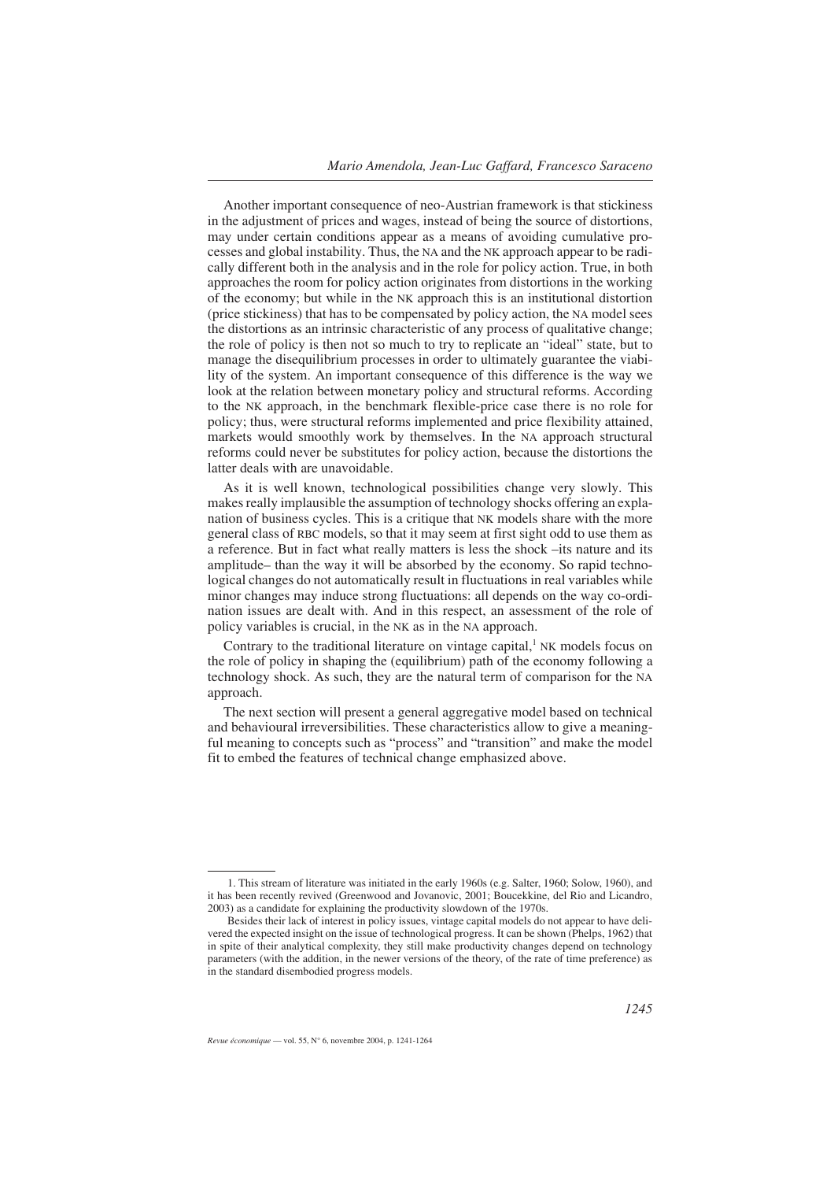Another important consequence of neo-Austrian framework is that stickiness in the adjustment of prices and wages, instead of being the source of distortions, may under certain conditions appear as a means of avoiding cumulative processes and global instability. Thus, the NA and the NK approach appear to be radically different both in the analysis and in the role for policy action. True, in both approaches the room for policy action originates from distortions in the working of the economy; but while in the NK approach this is an institutional distortion (price stickiness) that has to be compensated by policy action, the NA model sees the distortions as an intrinsic characteristic of any process of qualitative change; the role of policy is then not so much to try to replicate an "ideal" state, but to manage the disequilibrium processes in order to ultimately guarantee the viability of the system. An important consequence of this difference is the way we look at the relation between monetary policy and structural reforms. According to the NK approach, in the benchmark flexible-price case there is no role for policy; thus, were structural reforms implemented and price flexibility attained, markets would smoothly work by themselves. In the NA approach structural reforms could never be substitutes for policy action, because the distortions the latter deals with are unavoidable.

As it is well known, technological possibilities change very slowly. This makes really implausible the assumption of technology shocks offering an explanation of business cycles. This is a critique that NK models share with the more general class of RBC models, so that it may seem at first sight odd to use them as a reference. But in fact what really matters is less the shock –its nature and its amplitude– than the way it will be absorbed by the economy. So rapid technological changes do not automatically result in fluctuations in real variables while minor changes may induce strong fluctuations: all depends on the way co-ordination issues are dealt with. And in this respect, an assessment of the role of policy variables is crucial, in the NK as in the NA approach.

Contrary to the traditional literature on vintage capital,[1] NK models focus on the role of policy in shaping the (equilibrium) path of the economy following a technology shock. As such, they are the natural term of comparison for the NA approach.

The next section will present a general aggregative model based on technical and behavioural irreversibilities. These characteristics allow to give a meaningful meaning to concepts such as "process" and "transition" and make the model fit to embed the features of technical change emphasized above.

1. This stream of literature was initiated in the early 1960s (e.g. Salter, 1960; Solow, 1960), and it has been recently revived (Greenwood and Jovanovic, 2001; Boucekkine, del Rio and Licandro, 2003) as a candidate for explaining the productivity slowdown of the 1970s.

Besides their lack of interest in policy issues, vintage capital models do not appear to have delivered the expected insight on the issue of technological progress. It can be shown (Phelps, 1962) that in spite of their analytical complexity, they still make productivity changes depend on technology parameters (with the addition, in the newer versions of the theory, of the rate of time preference) as in the standard disembodied progress models.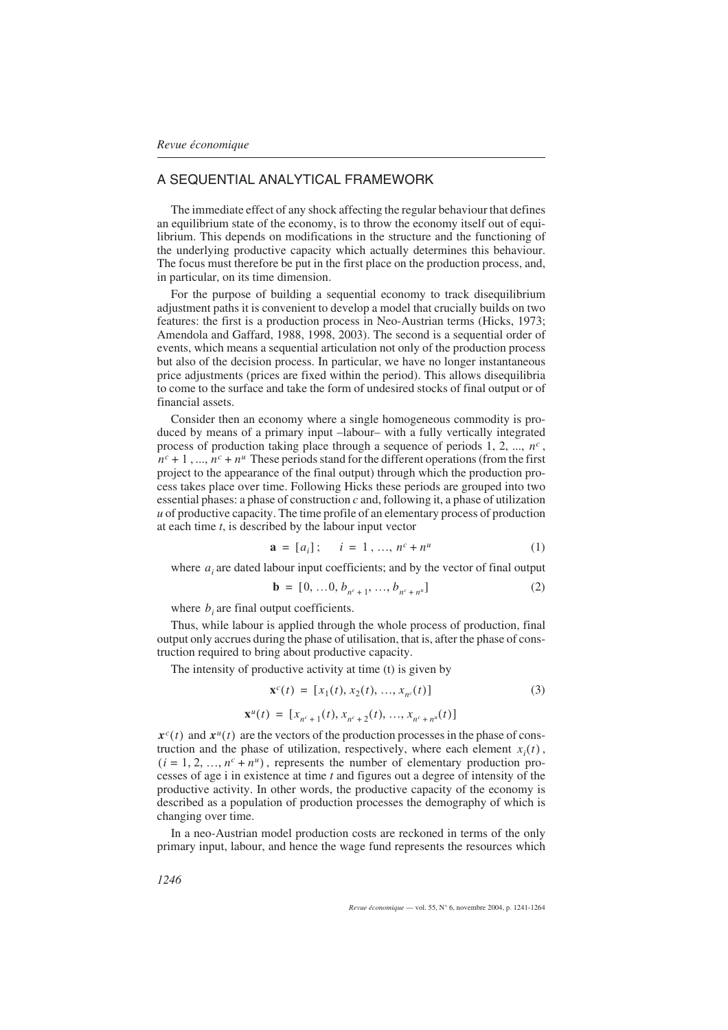## A SEQUENTIAL ANALYTICAL FRAMEWORK

The immediate effect of any shock affecting the regular behaviour that defines an equilibrium state of the economy, is to throw the economy itself out of equilibrium. This depends on modifications in the structure and the functioning of the underlying productive capacity which actually determines this behaviour. The focus must therefore be put in the first place on the production process, and, in particular, on its time dimension.

For the purpose of building a sequential economy to track disequilibrium adjustment paths it is convenient to develop a model that crucially builds on two features: the first is a production process in Neo-Austrian terms (Hicks, 1973; Amendola and Gaffard, 1988, 1998, 2003). The second is a sequential order of events, which means a sequential articulation not only of the production process but also of the decision process. In particular, we have no longer instantaneous price adjustments (prices are fixed within the period). This allows disequilibria to come to the surface and take the form of undesired stocks of final output or of financial assets.

Consider then an economy where a single homogeneous commodity is produced by means of a primary input –labour– with a fully vertically integrated process of production taking place through a sequence of periods 1, 2, ..., $n^c$, $n^c + 1$, ..., $n^c + n^u$ These periods stand for the different operations (from the first project to the appearance of the final output) through which the production process takes place over time. Following Hicks these periods are grouped into two essential phases: a phase of construction *c* and, following it, a phase of utilization *u* of productive capacity. The time profile of an elementary process of production at each time *t*, is described by the labour input vector

$$\mathbf{a} = [a_i]; \quad i = 1, \ldots, n^c + n^u \tag{1}$$

where $a_i$ are dated labour input coefficients; and by the vector of final output

$$\mathbf{b} = [0, \ldots 0, b_{n^c+1}, \ldots, b_{n^c+n^u}] \tag{2}$$

where $b_i$ are final output coefficients.

Thus, while labour is applied through the whole process of production, final output only accrues during the phase of utilisation, that is, after the phase of construction required to bring about productive capacity.

The intensity of productive activity at time (t) is given by

$$\mathbf{x}^c(t) = [x_1(t), x_2(t), \ldots, x_{n^c}(t)] \tag{3}$$

$$\mathbf{x}^u(t) = [x_{n^c+1}(t), x_{n^c+2}(t), \ldots, x_{n^c+n^u}(t)]$$

$\boldsymbol{x}^c(t)$ and $\boldsymbol{x}^u(t)$ are the vectors of the production processes in the phase of construction and the phase of utilization, respectively, where each element $x_i(t)$, $(i = 1, 2, \ldots, n^c + n^u)$, represents the number of elementary production processes of age i in existence at time *t* and figures out a degree of intensity of the productive activity. In other words, the productive capacity of the economy is described as a population of production processes the demography of which is changing over time.

In a neo-Austrian model production costs are reckoned in terms of the only primary input, labour, and hence the wage fund represents the resources which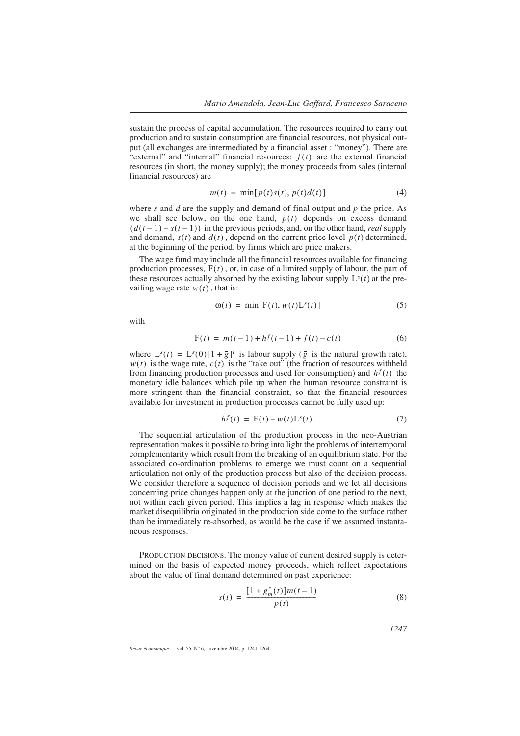sustain the process of capital accumulation. The resources required to carry out production and to sustain consumption are financial resources, not physical output (all exchanges are intermediated by a financial asset : "money"). There are "external" and "internal" financial resources: $f(t)$ are the external financial resources (in short, the money supply); the money proceeds from sales (internal financial resources) are

$$m(t) = \min[p(t)s(t), p(t)d(t)] \tag{4}$$

where $s$ and $d$ are the supply and demand of final output and $p$ the price. As we shall see below, on the one hand, $p(t)$ depends on excess demand $(d(t-1) - s(t-1))$ in the previous periods, and, on the other hand, *real* supply and demand, $s(t)$ and $d(t)$, depend on the current price level $p(t)$ determined, at the beginning of the period, by firms which are price makers.

The wage fund may include all the financial resources available for financing production processes, $F(t)$, or, in case of a limited supply of labour, the part of these resources actually absorbed by the existing labour supply $L^s(t)$ at the prevailing wage rate $w(t)$, that is:

$$\omega(t) = \min[F(t), w(t)L^s(t)] \tag{5}$$

with

$$F(t) = m(t-1) + h^f(t-1) + f(t) - c(t) \tag{6}$$

where $L^s(t) = L^s(0)[1+\bar{g}]^t$ is labour supply ($\bar{g}$ is the natural growth rate), $w(t)$ is the wage rate, $c(t)$ is the "take out" (the fraction of resources withheld from financing production processes and used for consumption) and $h^f(t)$ the monetary idle balances which pile up when the human resource constraint is more stringent than the financial constraint, so that the financial resources available for investment in production processes cannot be fully used up:

$$h^f(t) = F(t) - w(t)L^s(t). \tag{7}$$

The sequential articulation of the production process in the neo-Austrian representation makes it possible to bring into light the problems of intertemporal complementarity which result from the breaking of an equilibrium state. For the associated co-ordination problems to emerge we must count on a sequential articulation not only of the production process but also of the decision process. We consider therefore a sequence of decision periods and we let all decisions concerning price changes happen only at the junction of one period to the next, not within each given period. This implies a lag in response which makes the market disequilibria originated in the production side come to the surface rather than be immediately re-absorbed, as would be the case if we assumed instantaneous responses.

PRODUCTION DECISIONS. The money value of current desired supply is determined on the basis of expected money proceeds, which reflect expectations about the value of final demand determined on past experience:

$$s(t) = \frac{[1 + g_m^*(t)]m(t-1)}{p(t)} \tag{8}$$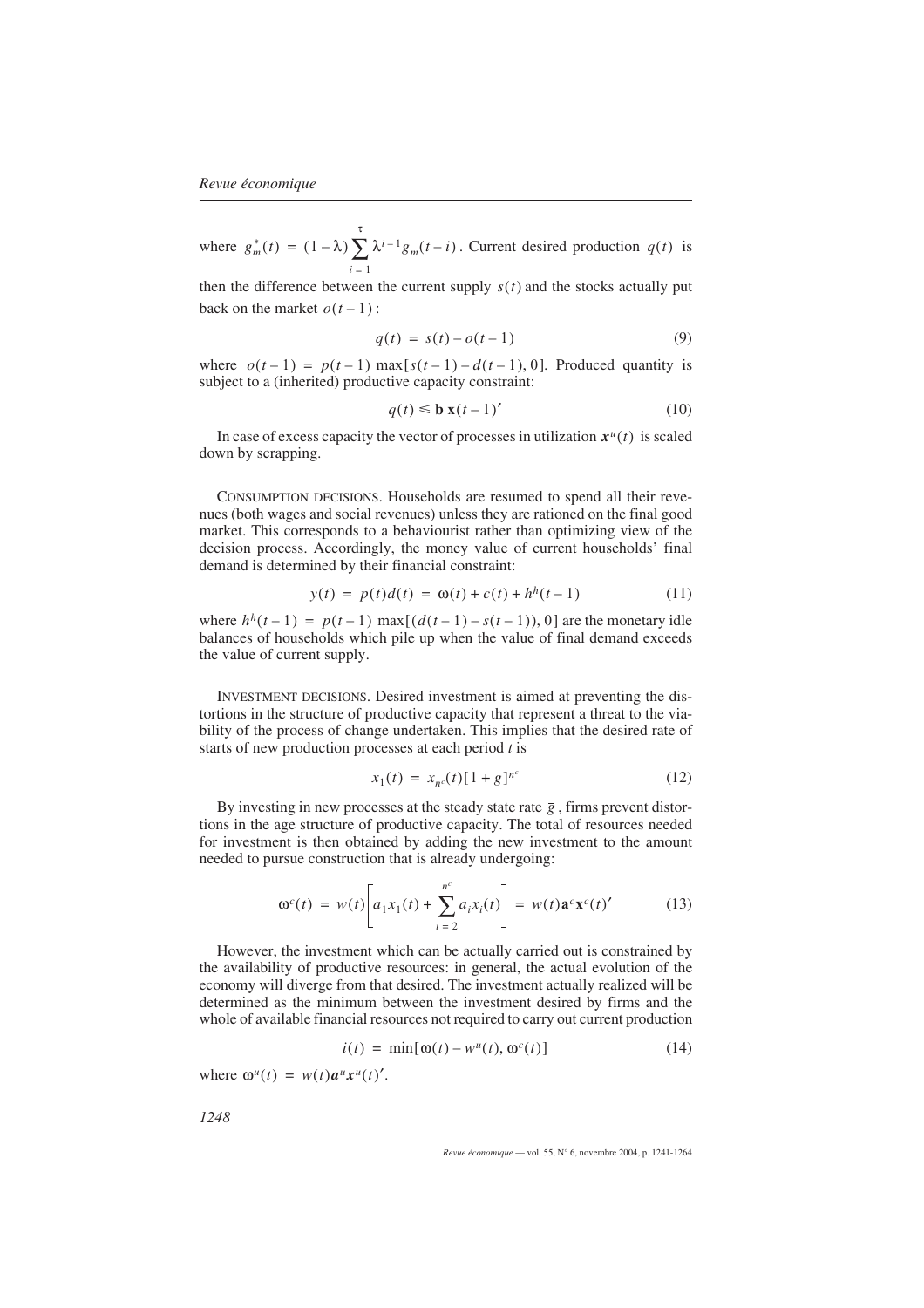where $g_m^*(t) = (1-\lambda)\sum_{i=1}^{\tau}\lambda^{i-1}g_m(t-i)$. Current desired production $q(t)$ is then the difference between the current supply $s(t)$ and the stocks actually put back on the market $o(t-1)$ :

$$q(t) = s(t) - o(t-1) \tag{9}$$

where $o(t-1) = p(t-1)\max[s(t-1) - d(t-1), 0]$. Produced quantity is subject to a (inherited) productive capacity constraint:

$$q(t) \leq \mathbf{b}\,\mathbf{x}(t-1)' \tag{10}$$

In case of excess capacity the vector of processes in utilization $\boldsymbol{x}^u(t)$ is scaled down by scrapping.

Consumption decisions. Households are resumed to spend all their revenues (both wages and social revenues) unless they are rationed on the final good market. This corresponds to a behaviourist rather than optimizing view of the decision process. Accordingly, the money value of current households' final demand is determined by their financial constraint:

$$y(t) = p(t)d(t) = \omega(t) + c(t) + h^h(t-1) \tag{11}$$

where $h^h(t-1) = p(t-1)\max[(d(t-1) - s(t-1)), 0]$ are the monetary idle balances of households which pile up when the value of final demand exceeds the value of current supply.

Investment decisions. Desired investment is aimed at preventing the distortions in the structure of productive capacity that represent a threat to the viability of the process of change undertaken. This implies that the desired rate of starts of new production processes at each period $t$ is

$$x_1(t) = x_{n^c}(t)[1 + \bar{g}]^{n^c} \tag{12}$$

By investing in new processes at the steady state rate $\bar{g}$, firms prevent distortions in the age structure of productive capacity. The total of resources needed for investment is then obtained by adding the new investment to the amount needed to pursue construction that is already undergoing:

$$\omega^c(t) = w(t)\left[a_1 x_1(t) + \sum_{i=2}^{n^c} a_i x_i(t)\right] = w(t)\mathbf{a}^c\mathbf{x}^c(t)' \tag{13}$$

However, the investment which can be actually carried out is constrained by the availability of productive resources: in general, the actual evolution of the economy will diverge from that desired. The investment actually realized will be determined as the minimum between the investment desired by firms and the whole of available financial resources not required to carry out current production

$$i(t) = \min[\omega(t) - w^u(t), \omega^c(t)] \tag{14}$$

where $\omega^u(t) = w(t)\boldsymbol{a}^u\boldsymbol{x}^u(t)'$.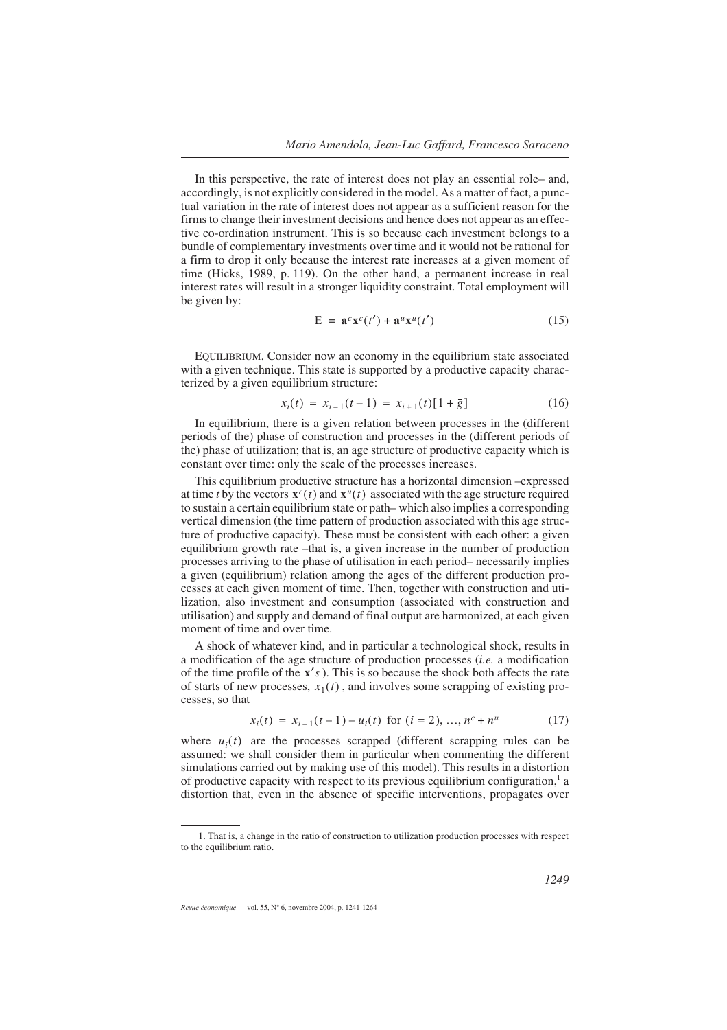In this perspective, the rate of interest does not play an essential role– and, accordingly, is not explicitly considered in the model. As a matter of fact, a punctual variation in the rate of interest does not appear as a sufficient reason for the firms to change their investment decisions and hence does not appear as an effective co-ordination instrument. This is so because each investment belongs to a bundle of complementary investments over time and it would not be rational for a firm to drop it only because the interest rate increases at a given moment of time (Hicks, 1989, p. 119). On the other hand, a permanent increase in real interest rates will result in a stronger liquidity constraint. Total employment will be given by:

$$\mathrm{E} = \mathbf{a}^c\mathbf{x}^c(t') + \mathbf{a}^u\mathbf{x}^u(t') \tag{15}$$

EQUILIBRIUM. Consider now an economy in the equilibrium state associated with a given technique. This state is supported by a productive capacity characterized by a given equilibrium structure:

$$x_i(t) = x_{i-1}(t-1) = x_{i+1}(t)[1+\bar{g}] \tag{16}$$

In equilibrium, there is a given relation between processes in the (different periods of the) phase of construction and processes in the (different periods of the) phase of utilization; that is, an age structure of productive capacity which is constant over time: only the scale of the processes increases.

This equilibrium productive structure has a horizontal dimension –expressed at time $t$ by the vectors $\mathbf{x}^c(t)$ and $\mathbf{x}^u(t)$ associated with the age structure required to sustain a certain equilibrium state or path– which also implies a corresponding vertical dimension (the time pattern of production associated with this age structure of productive capacity). These must be consistent with each other: a given equilibrium growth rate –that is, a given increase in the number of production processes arriving to the phase of utilisation in each period– necessarily implies a given (equilibrium) relation among the ages of the different production processes at each given moment of time. Then, together with construction and utilization, also investment and consumption (associated with construction and utilisation) and supply and demand of final output are harmonized, at each given moment of time and over time.

A shock of whatever kind, and in particular a technological shock, results in a modification of the age structure of production processes (*i.e.* a modification of the time profile of the $\mathbf{x}'s$ ). This is so because the shock both affects the rate of starts of new processes, $x_1(t)$, and involves some scrapping of existing processes, so that

$$x_i(t) = x_{i-1}(t-1) - u_i(t) \text{ for } (i = 2), \ldots, n^c + n^u \tag{17}$$

where $u_i(t)$ are the processes scrapped (different scrapping rules can be assumed: we shall consider them in particular when commenting the different simulations carried out by making use of this model). This results in a distortion of productive capacity with respect to its previous equilibrium configuration,[1] a distortion that, even in the absence of specific interventions, propagates over

1. That is, a change in the ratio of construction to utilization production processes with respect to the equilibrium ratio.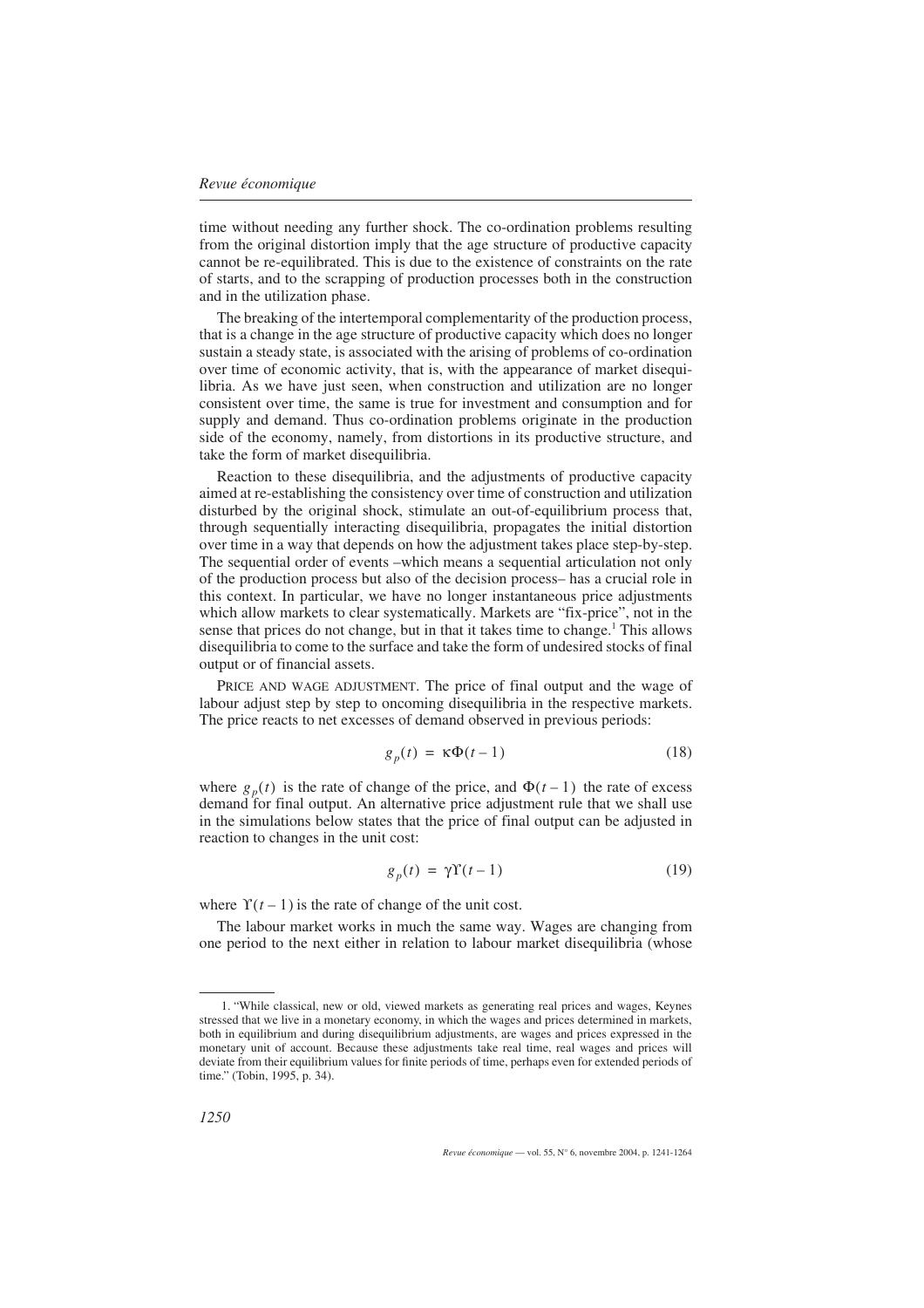time without needing any further shock. The co-ordination problems resulting from the original distortion imply that the age structure of productive capacity cannot be re-equilibrated. This is due to the existence of constraints on the rate of starts, and to the scrapping of production processes both in the construction and in the utilization phase.

The breaking of the intertemporal complementarity of the production process, that is a change in the age structure of productive capacity which does no longer sustain a steady state, is associated with the arising of problems of co-ordination over time of economic activity, that is, with the appearance of market disequilibria. As we have just seen, when construction and utilization are no longer consistent over time, the same is true for investment and consumption and for supply and demand. Thus co-ordination problems originate in the production side of the economy, namely, from distortions in its productive structure, and take the form of market disequilibria.

Reaction to these disequilibria, and the adjustments of productive capacity aimed at re-establishing the consistency over time of construction and utilization disturbed by the original shock, stimulate an out-of-equilibrium process that, through sequentially interacting disequilibria, propagates the initial distortion over time in a way that depends on how the adjustment takes place step-by-step. The sequential order of events –which means a sequential articulation not only of the production process but also of the decision process– has a crucial role in this context. In particular, we have no longer instantaneous price adjustments which allow markets to clear systematically. Markets are "fix-price", not in the sense that prices do not change, but in that it takes time to change.[1] This allows disequilibria to come to the surface and take the form of undesired stocks of final output or of financial assets.

PRICE AND WAGE ADJUSTMENT. The price of final output and the wage of labour adjust step by step to oncoming disequilibria in the respective markets. The price reacts to net excesses of demand observed in previous periods:

$$g_p(t) = \kappa\Phi(t-1) \tag{18}$$

where $g_p(t)$ is the rate of change of the price, and $\Phi(t-1)$ the rate of excess demand for final output. An alternative price adjustment rule that we shall use in the simulations below states that the price of final output can be adjusted in reaction to changes in the unit cost:

$$g_p(t) = \gamma\Upsilon(t-1) \tag{19}$$

where $\Upsilon(t-1)$ is the rate of change of the unit cost.

The labour market works in much the same way. Wages are changing from one period to the next either in relation to labour market disequilibria (whose

---

1. "While classical, new or old, viewed markets as generating real prices and wages, Keynes stressed that we live in a monetary economy, in which the wages and prices determined in markets, both in equilibrium and during disequilibrium adjustments, are wages and prices expressed in the monetary unit of account. Because these adjustments take real time, real wages and prices will deviate from their equilibrium values for finite periods of time, perhaps even for extended periods of time." (Tobin, 1995, p. 34).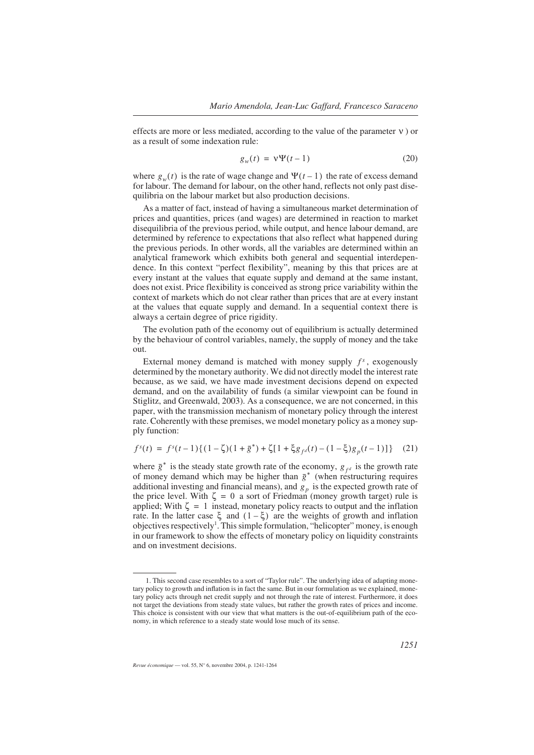effects are more or less mediated, according to the value of the parameter $\nu$ ) or as a result of some indexation rule:

$$g_w(t) = \nu\Psi(t-1) \tag{20}$$

where $g_w(t)$ is the rate of wage change and $\Psi(t-1)$ the rate of excess demand for labour. The demand for labour, on the other hand, reflects not only past disequilibria on the labour market but also production decisions.

As a matter of fact, instead of having a simultaneous market determination of prices and quantities, prices (and wages) are determined in reaction to market disequilibria of the previous period, while output, and hence labour demand, are determined by reference to expectations that also reflect what happened during the previous periods. In other words, all the variables are determined within an analytical framework which exhibits both general and sequential interdependence. In this context "perfect flexibility", meaning by this that prices are at every instant at the values that equate supply and demand at the same instant, does not exist. Price flexibility is conceived as strong price variability within the context of markets which do not clear rather than prices that are at every instant at the values that equate supply and demand. In a sequential context there is always a certain degree of price rigidity.

The evolution path of the economy out of equilibrium is actually determined by the behaviour of control variables, namely, the supply of money and the take out.

External money demand is matched with money supply $f^s$, exogenously determined by the monetary authority. We did not directly model the interest rate because, as we said, we have made investment decisions depend on expected demand, and on the availability of funds (a similar viewpoint can be found in Stiglitz, and Greenwald, 2003). As a consequence, we are not concerned, in this paper, with the transmission mechanism of monetary policy through the interest rate. Coherently with these premises, we model monetary policy as a money supply function:

$$f^s(t) = f^s(t-1)\{(1-\zeta)(1+\bar{g}^*) + \zeta[1+\xi g_{f^d}(t) - (1-\xi)g_p(t-1)]\} \tag{21}$$

where $\bar{g}^*$ is the steady state growth rate of the economy, $g_{f^d}$ is the growth rate of money demand which may be higher than $\bar{g}^*$ (when restructuring requires additional investing and financial means), and $g_p$ is the expected growth rate of the price level. With $\zeta = 0$ a sort of Friedman (money growth target) rule is applied; With $\zeta = 1$ instead, monetary policy reacts to output and the inflation rate. In the latter case $\xi$ and $(1-\xi)$ are the weights of growth and inflation objectives respectively[1]. This simple formulation, "helicopter" money, is enough in our framework to show the effects of monetary policy on liquidity constraints and on investment decisions.

---

1. This second case resembles to a sort of "Taylor rule". The underlying idea of adapting monetary policy to growth and inflation is in fact the same. But in our formulation as we explained, monetary policy acts through net credit supply and not through the rate of interest. Furthermore, it does not target the deviations from steady state values, but rather the growth rates of prices and income. This choice is consistent with our view that what matters is the out-of-equilibrium path of the economy, in which reference to a steady state would lose much of its sense.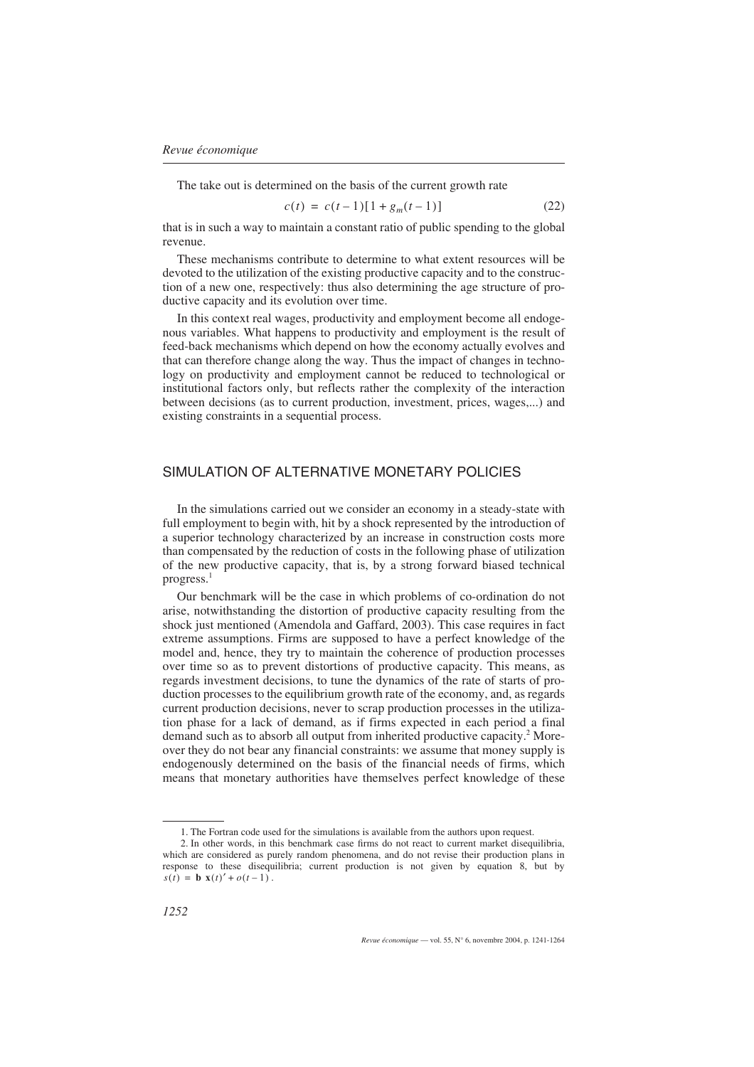The take out is determined on the basis of the current growth rate

$$c(t) = c(t-1)[1 + g_m(t-1)] \tag{22}$$

that is in such a way to maintain a constant ratio of public spending to the global revenue.

These mechanisms contribute to determine to what extent resources will be devoted to the utilization of the existing productive capacity and to the construction of a new one, respectively: thus also determining the age structure of productive capacity and its evolution over time.

In this context real wages, productivity and employment become all endogenous variables. What happens to productivity and employment is the result of feed-back mechanisms which depend on how the economy actually evolves and that can therefore change along the way. Thus the impact of changes in technology on productivity and employment cannot be reduced to technological or institutional factors only, but reflects rather the complexity of the interaction between decisions (as to current production, investment, prices, wages,...) and existing constraints in a sequential process.

## SIMULATION OF ALTERNATIVE MONETARY POLICIES

In the simulations carried out we consider an economy in a steady-state with full employment to begin with, hit by a shock represented by the introduction of a superior technology characterized by an increase in construction costs more than compensated by the reduction of costs in the following phase of utilization of the new productive capacity, that is, by a strong forward biased technical progress.[1]

Our benchmark will be the case in which problems of co-ordination do not arise, notwithstanding the distortion of productive capacity resulting from the shock just mentioned (Amendola and Gaffard, 2003). This case requires in fact extreme assumptions. Firms are supposed to have a perfect knowledge of the model and, hence, they try to maintain the coherence of production processes over time so as to prevent distortions of productive capacity. This means, as regards investment decisions, to tune the dynamics of the rate of starts of production processes to the equilibrium growth rate of the economy, and, as regards current production decisions, never to scrap production processes in the utilization phase for a lack of demand, as if firms expected in each period a final demand such as to absorb all output from inherited productive capacity.[2] Moreover they do not bear any financial constraints: we assume that money supply is endogenously determined on the basis of the financial needs of firms, which means that monetary authorities have themselves perfect knowledge of these

1. The Fortran code used for the simulations is available from the authors upon request.

2. In other words, in this benchmark case firms do not react to current market disequilibria, which are considered as purely random phenomena, and do not revise their production plans in response to these disequilibria; current production is not given by equation 8, but by $s(t) = \mathbf{b}\,\mathbf{x}(t)' + o(t-1)$.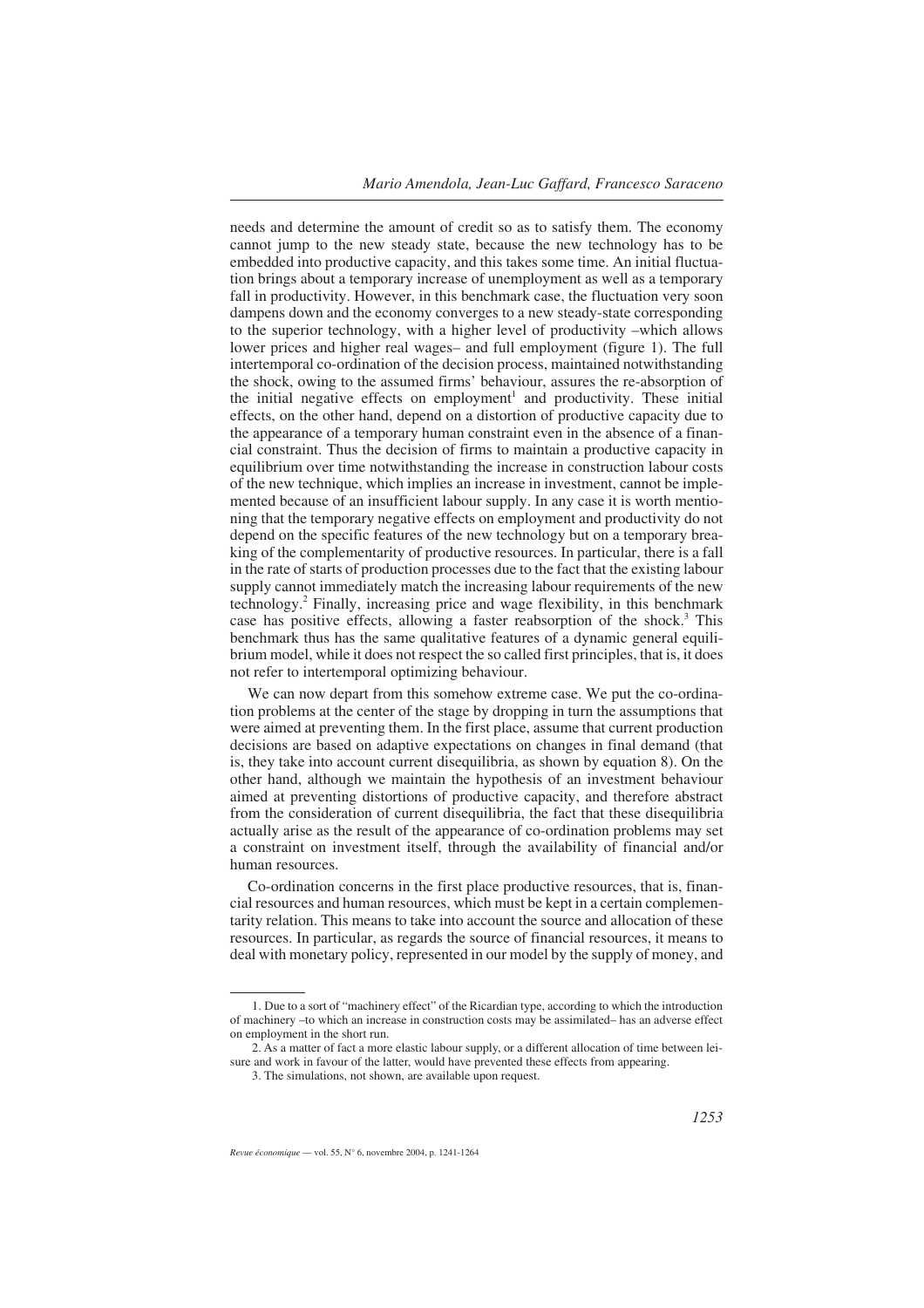needs and determine the amount of credit so as to satisfy them. The economy cannot jump to the new steady state, because the new technology has to be embedded into productive capacity, and this takes some time. An initial fluctuation brings about a temporary increase of unemployment as well as a temporary fall in productivity. However, in this benchmark case, the fluctuation very soon dampens down and the economy converges to a new steady-state corresponding to the superior technology, with a higher level of productivity –which allows lower prices and higher real wages– and full employment (figure 1). The full intertemporal co-ordination of the decision process, maintained notwithstanding the shock, owing to the assumed firms' behaviour, assures the re-absorption of the initial negative effects on employment[1] and productivity. These initial effects, on the other hand, depend on a distortion of productive capacity due to the appearance of a temporary human constraint even in the absence of a financial constraint. Thus the decision of firms to maintain a productive capacity in equilibrium over time notwithstanding the increase in construction labour costs of the new technique, which implies an increase in investment, cannot be implemented because of an insufficient labour supply. In any case it is worth mentioning that the temporary negative effects on employment and productivity do not depend on the specific features of the new technology but on a temporary breaking of the complementarity of productive resources. In particular, there is a fall in the rate of starts of production processes due to the fact that the existing labour supply cannot immediately match the increasing labour requirements of the new technology.[2] Finally, increasing price and wage flexibility, in this benchmark case has positive effects, allowing a faster reabsorption of the shock.[3] This benchmark thus has the same qualitative features of a dynamic general equilibrium model, while it does not respect the so called first principles, that is, it does not refer to intertemporal optimizing behaviour.

We can now depart from this somehow extreme case. We put the co-ordination problems at the center of the stage by dropping in turn the assumptions that were aimed at preventing them. In the first place, assume that current production decisions are based on adaptive expectations on changes in final demand (that is, they take into account current disequilibria, as shown by equation 8). On the other hand, although we maintain the hypothesis of an investment behaviour aimed at preventing distortions of productive capacity, and therefore abstract from the consideration of current disequilibria, the fact that these disequilibria actually arise as the result of the appearance of co-ordination problems may set a constraint on investment itself, through the availability of financial and/or human resources.

Co-ordination concerns in the first place productive resources, that is, financial resources and human resources, which must be kept in a certain complementarity relation. This means to take into account the source and allocation of these resources. In particular, as regards the source of financial resources, it means to deal with monetary policy, represented in our model by the supply of money, and

---

1. Due to a sort of "machinery effect" of the Ricardian type, according to which the introduction of machinery –to which an increase in construction costs may be assimilated– has an adverse effect on employment in the short run.

2. As a matter of fact a more elastic labour supply, or a different allocation of time between leisure and work in favour of the latter, would have prevented these effects from appearing.

3. The simulations, not shown, are available upon request.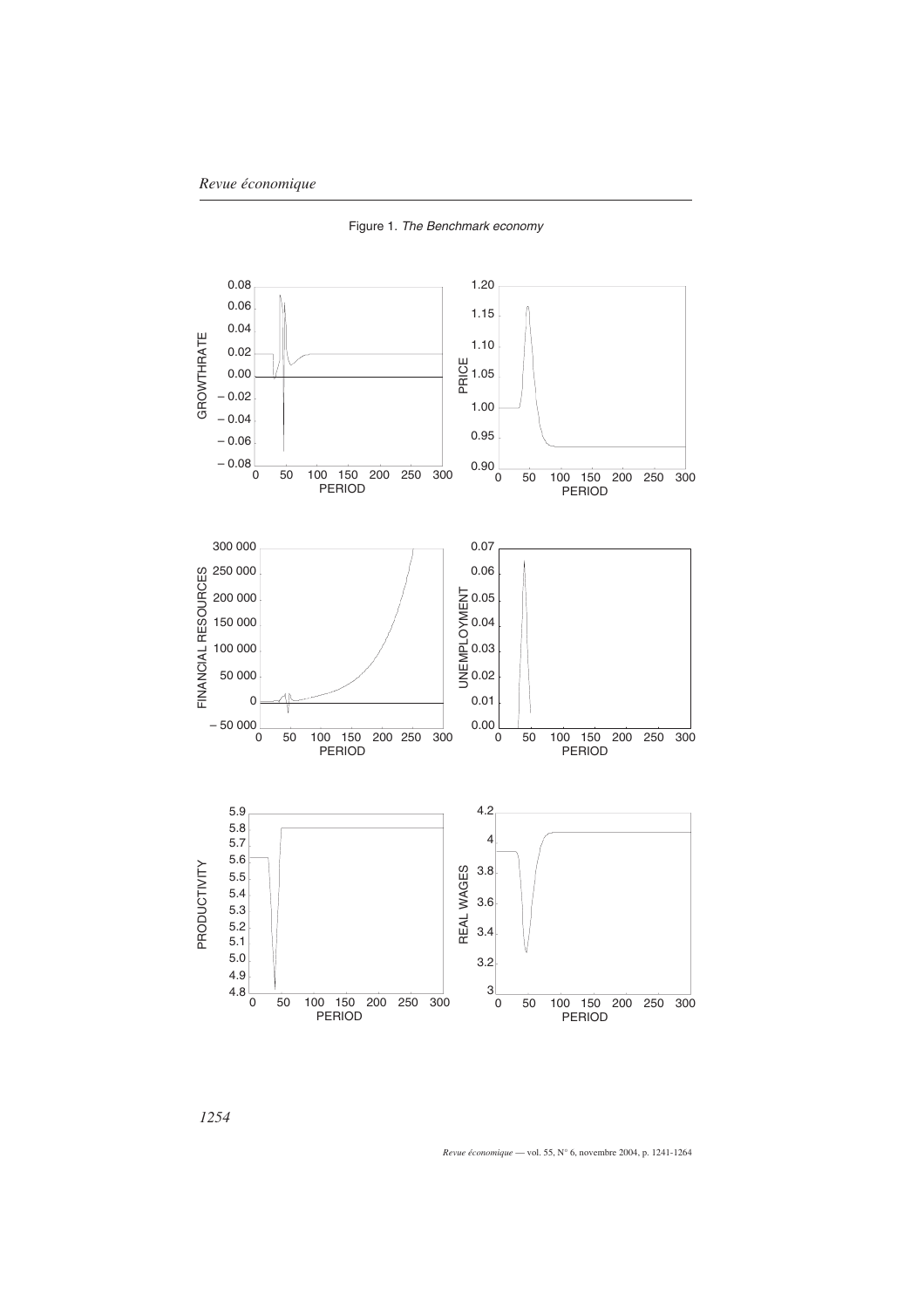Figure 1. *The Benchmark economy*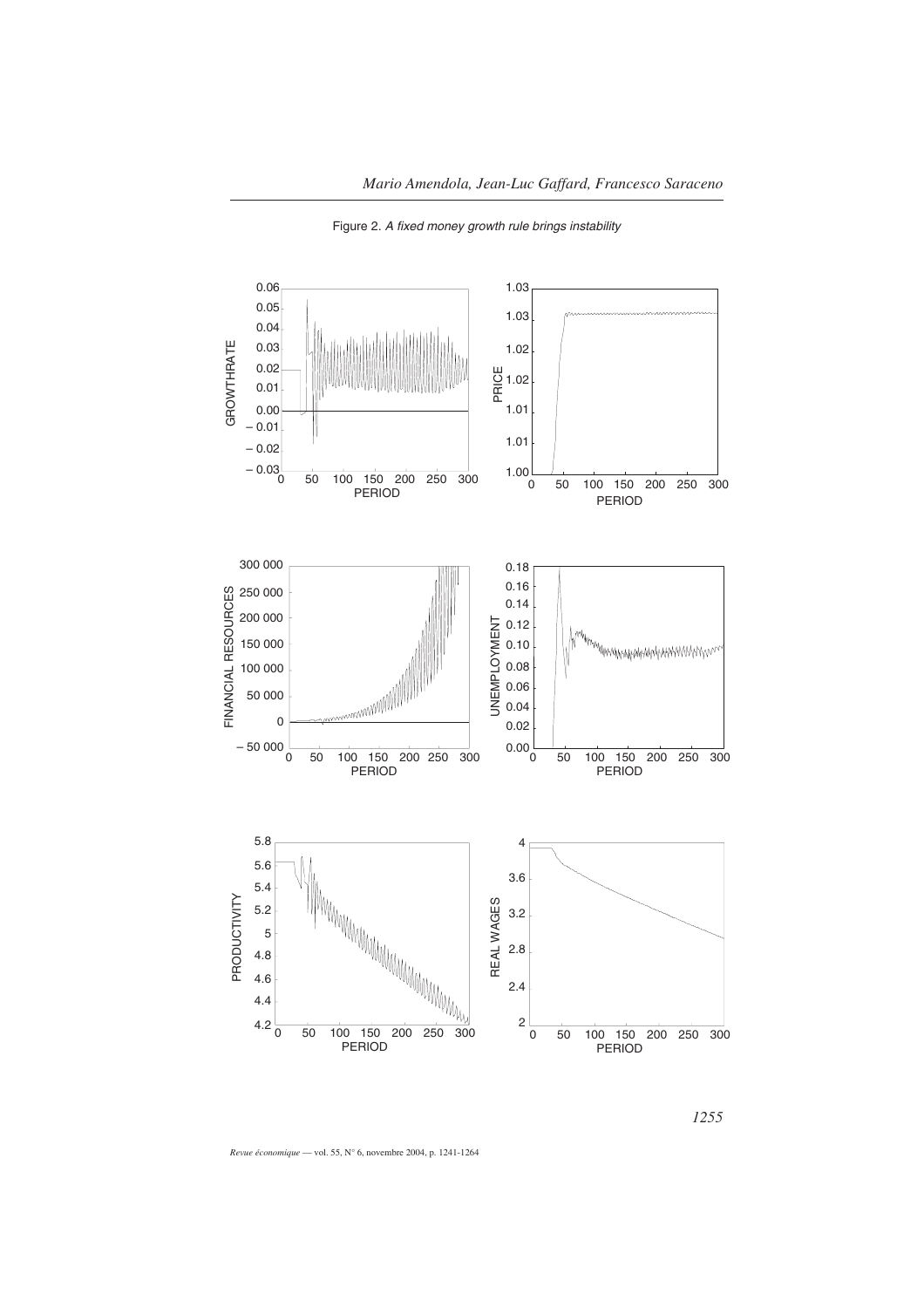Figure 2. *A fixed money growth rule brings instability*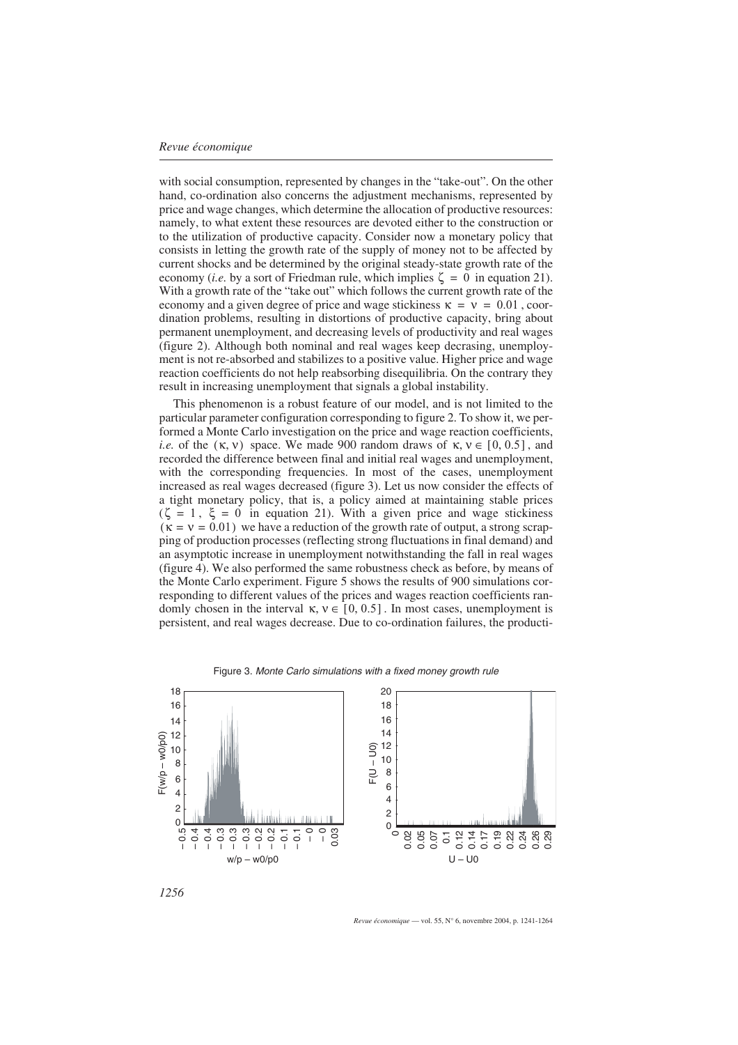with social consumption, represented by changes in the "take-out". On the other hand, co-ordination also concerns the adjustment mechanisms, represented by price and wage changes, which determine the allocation of productive resources: namely, to what extent these resources are devoted either to the construction or to the utilization of productive capacity. Consider now a monetary policy that consists in letting the growth rate of the supply of money not to be affected by current shocks and be determined by the original steady-state growth rate of the economy (*i.e.* by a sort of Friedman rule, which implies $\zeta = 0$ in equation 21). With a growth rate of the "take out" which follows the current growth rate of the economy and a given degree of price and wage stickiness $\kappa = \nu = 0.01$, coordination problems, resulting in distortions of productive capacity, bring about permanent unemployment, and decreasing levels of productivity and real wages (figure 2). Although both nominal and real wages keep decrasing, unemployment is not re-absorbed and stabilizes to a positive value. Higher price and wage reaction coefficients do not help reabsorbing disequilibria. On the contrary they result in increasing unemployment that signals a global instability.

This phenomenon is a robust feature of our model, and is not limited to the particular parameter configuration corresponding to figure 2. To show it, we performed a Monte Carlo investigation on the price and wage reaction coefficients, *i.e.* of the $(\kappa, \nu)$ space. We made 900 random draws of $\kappa, \nu \in [0, 0.5]$, and recorded the difference between final and initial real wages and unemployment, with the corresponding frequencies. In most of the cases, unemployment increased as real wages decreased (figure 3). Let us now consider the effects of a tight monetary policy, that is, a policy aimed at maintaining stable prices ($\zeta = 1$, $\xi = 0$ in equation 21). With a given price and wage stickiness ($\kappa = \nu = 0.01$) we have a reduction of the growth rate of output, a strong scrapping of production processes (reflecting strong fluctuations in final demand) and an asymptotic increase in unemployment notwithstanding the fall in real wages (figure 4). We also performed the same robustness check as before, by means of the Monte Carlo experiment. Figure 5 shows the results of 900 simulations corresponding to different values of the prices and wages reaction coefficients randomly chosen in the interval $\kappa, \nu \in [0, 0.5]$. In most cases, unemployment is persistent, and real wages decrease. Due to co-ordination failures, the producti-

Figure 3. *Monte Carlo simulations with a fixed money growth rule*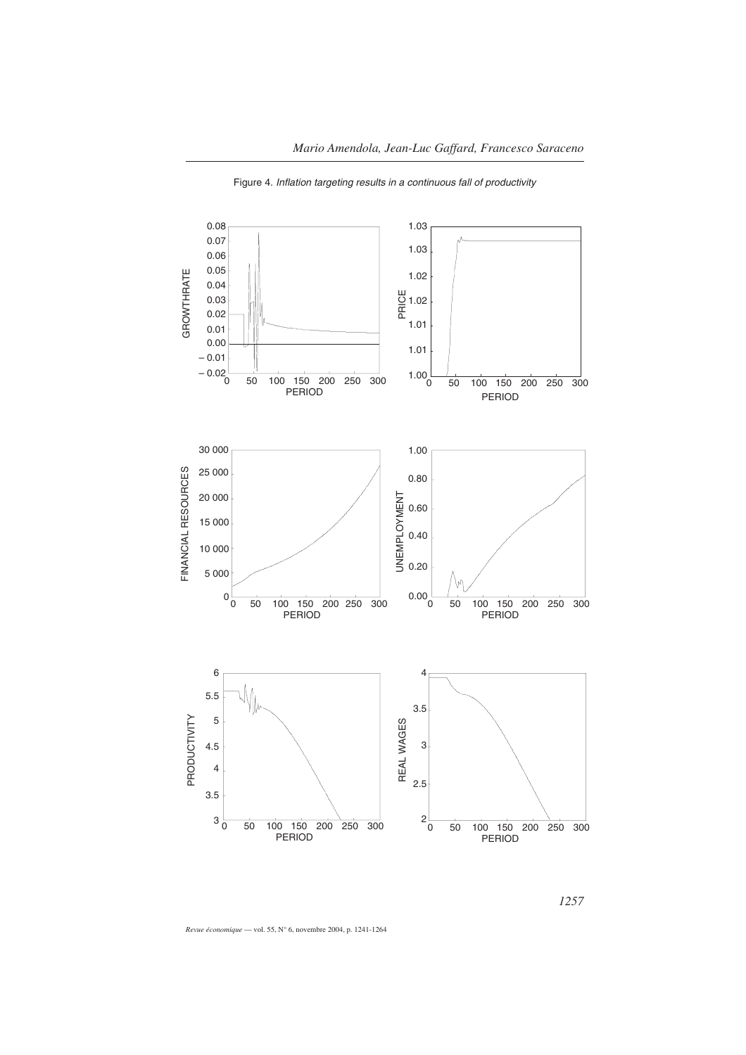Figure 4. *Inflation targeting results in a continuous fall of productivity*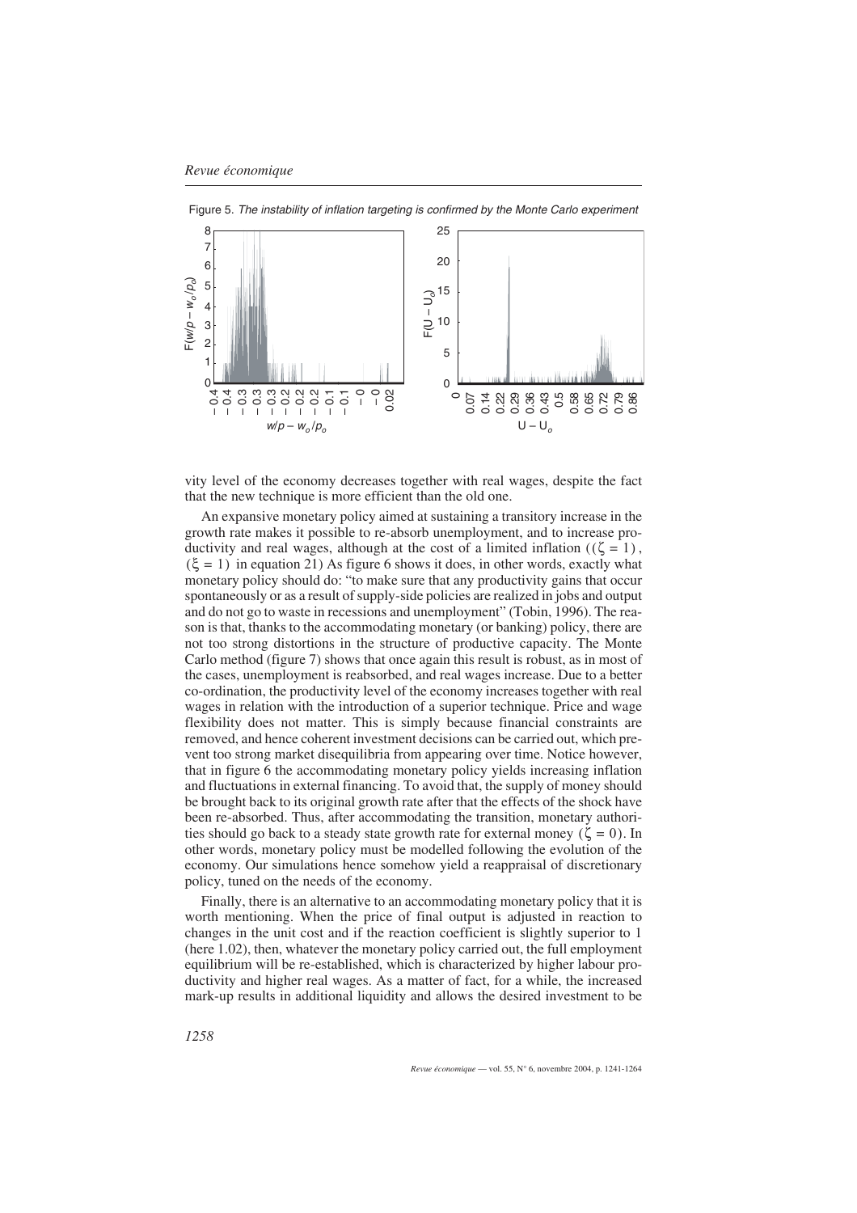Figure 5. *The instability of inflation targeting is confirmed by the Monte Carlo experiment*

vity level of the economy decreases together with real wages, despite the fact that the new technique is more efficient than the old one.

An expansive monetary policy aimed at sustaining a transitory increase in the growth rate makes it possible to re-absorb unemployment, and to increase productivity and real wages, although at the cost of a limited inflation $((\zeta = 1)$, $(\xi = 1)$ in equation 21) As figure 6 shows it does, in other words, exactly what monetary policy should do: "to make sure that any productivity gains that occur spontaneously or as a result of supply-side policies are realized in jobs and output and do not go to waste in recessions and unemployment" (Tobin, 1996). The reason is that, thanks to the accommodating monetary (or banking) policy, there are not too strong distortions in the structure of productive capacity. The Monte Carlo method (figure 7) shows that once again this result is robust, as in most of the cases, unemployment is reabsorbed, and real wages increase. Due to a better co-ordination, the productivity level of the economy increases together with real wages in relation with the introduction of a superior technique. Price and wage flexibility does not matter. This is simply because financial constraints are removed, and hence coherent investment decisions can be carried out, which prevent too strong market disequilibria from appearing over time. Notice however, that in figure 6 the accommodating monetary policy yields increasing inflation and fluctuations in external financing. To avoid that, the supply of money should be brought back to its original growth rate after that the effects of the shock have been re-absorbed. Thus, after accommodating the transition, monetary authorities should go back to a steady state growth rate for external money $(\zeta = 0)$. In other words, monetary policy must be modelled following the evolution of the economy. Our simulations hence somehow yield a reappraisal of discretionary policy, tuned on the needs of the economy.

Finally, there is an alternative to an accommodating monetary policy that it is worth mentioning. When the price of final output is adjusted in reaction to changes in the unit cost and if the reaction coefficient is slightly superior to 1 (here 1.02), then, whatever the monetary policy carried out, the full employment equilibrium will be re-established, which is characterized by higher labour productivity and higher real wages. As a matter of fact, for a while, the increased mark-up results in additional liquidity and allows the desired investment to be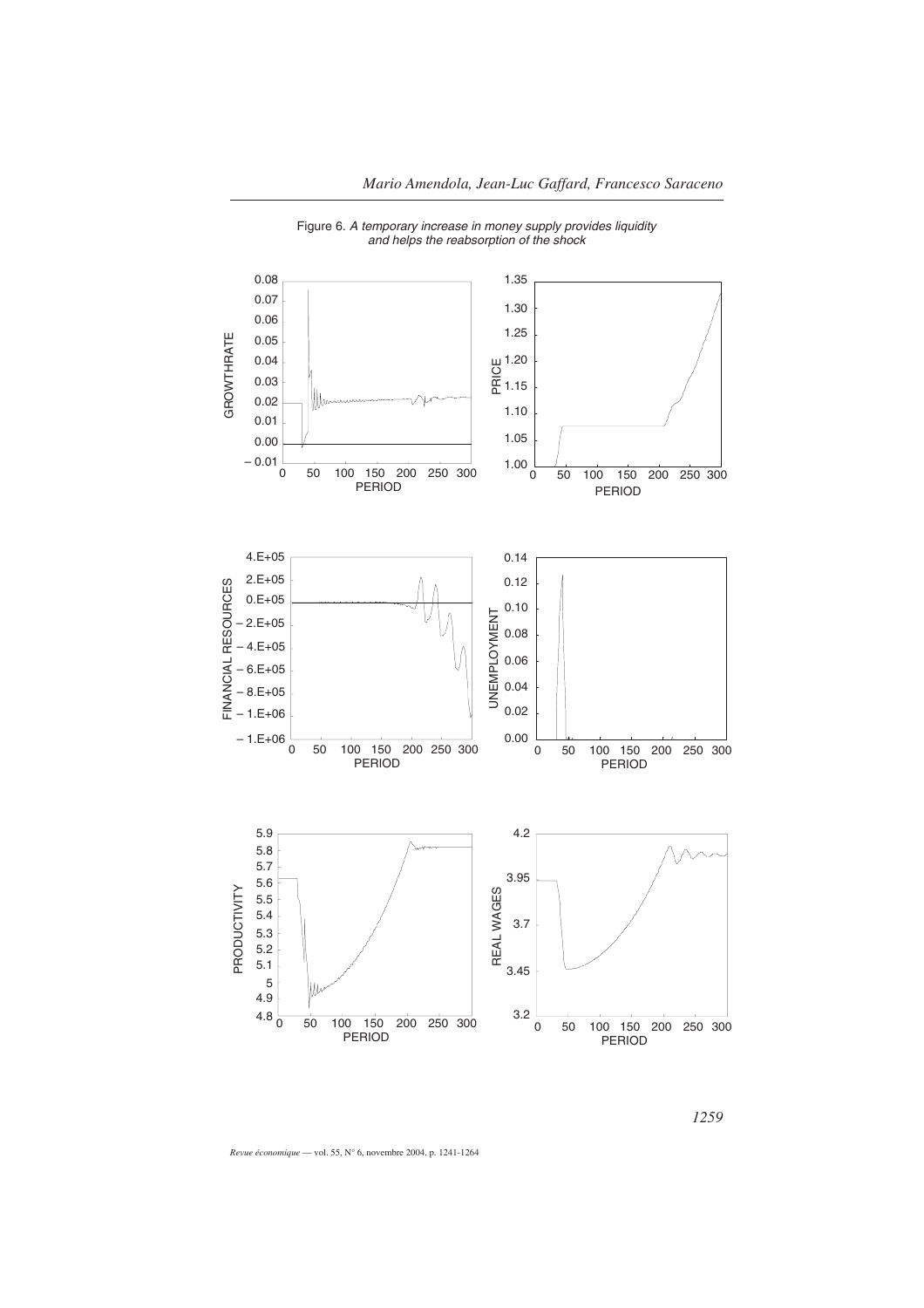Figure 6. *A temporary increase in money supply provides liquidity and helps the reabsorption of the shock*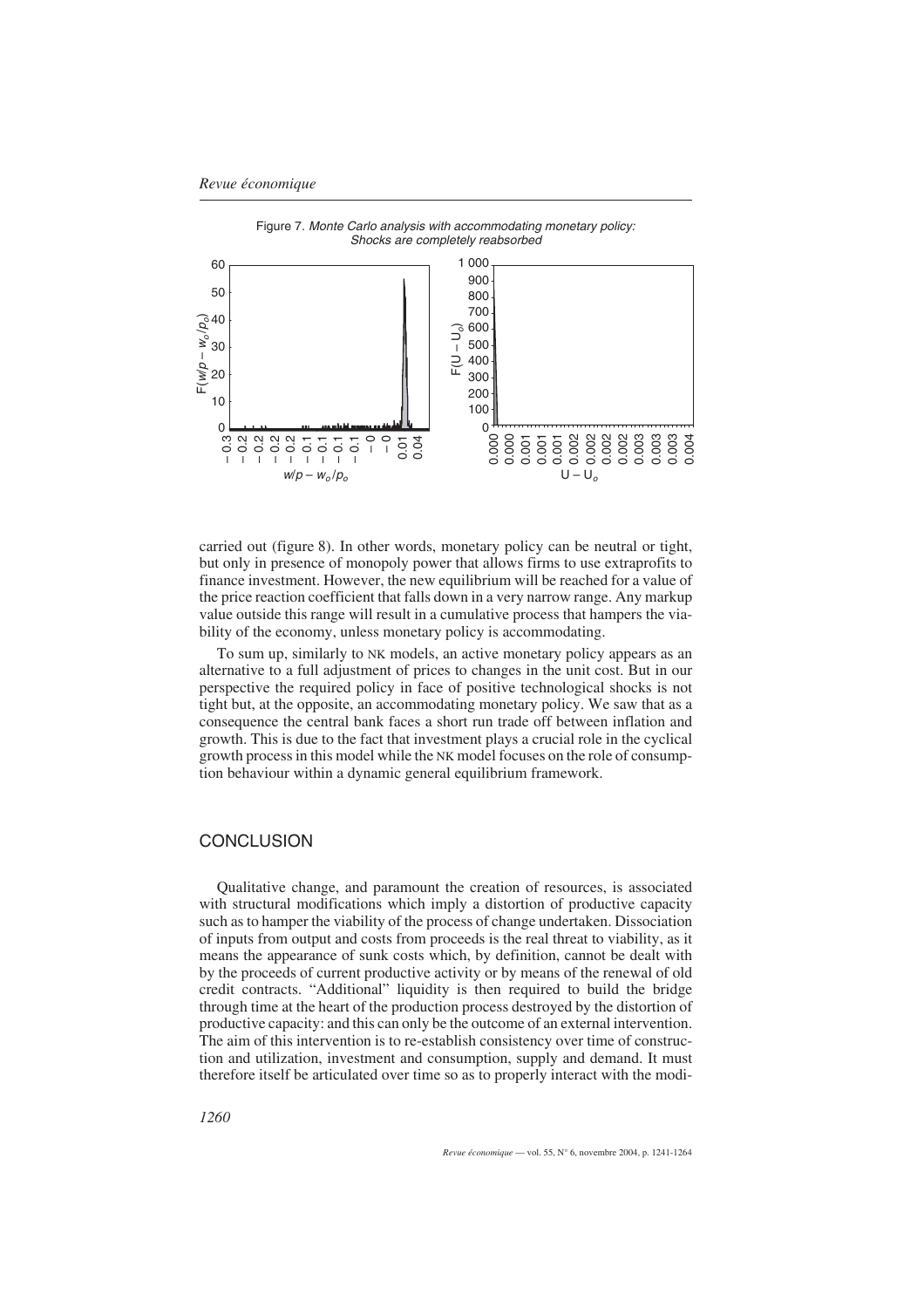Figure 7. *Monte Carlo analysis with accommodating monetary policy: Shocks are completely reabsorbed*

carried out (figure 8). In other words, monetary policy can be neutral or tight, but only in presence of monopoly power that allows firms to use extraprofits to finance investment. However, the new equilibrium will be reached for a value of the price reaction coefficient that falls down in a very narrow range. Any markup value outside this range will result in a cumulative process that hampers the viability of the economy, unless monetary policy is accommodating.

To sum up, similarly to NK models, an active monetary policy appears as an alternative to a full adjustment of prices to changes in the unit cost. But in our perspective the required policy in face of positive technological shocks is not tight but, at the opposite, an accommodating monetary policy. We saw that as a consequence the central bank faces a short run trade off between inflation and growth. This is due to the fact that investment plays a crucial role in the cyclical growth process in this model while the NK model focuses on the role of consumption behaviour within a dynamic general equilibrium framework.

## CONCLUSION

Qualitative change, and paramount the creation of resources, is associated with structural modifications which imply a distortion of productive capacity such as to hamper the viability of the process of change undertaken. Dissociation of inputs from output and costs from proceeds is the real threat to viability, as it means the appearance of sunk costs which, by definition, cannot be dealt with by the proceeds of current productive activity or by means of the renewal of old credit contracts. "Additional" liquidity is then required to build the bridge through time at the heart of the production process destroyed by the distortion of productive capacity: and this can only be the outcome of an external intervention. The aim of this intervention is to re-establish consistency over time of construction and utilization, investment and consumption, supply and demand. It must therefore itself be articulated over time so as to properly interact with the modi-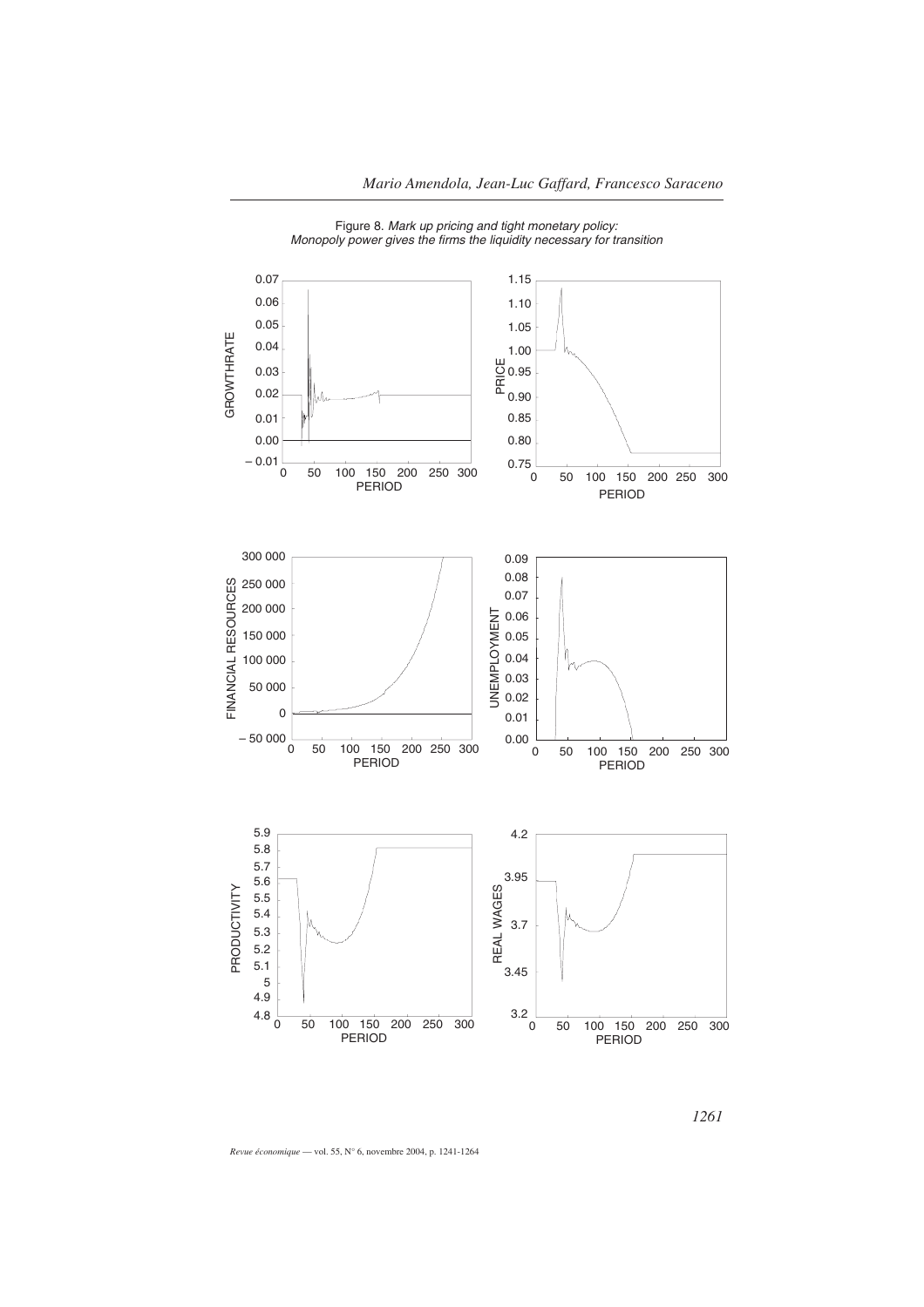Figure 8. *Mark up pricing and tight monetary policy: Monopoly power gives the firms the liquidity necessary for transition*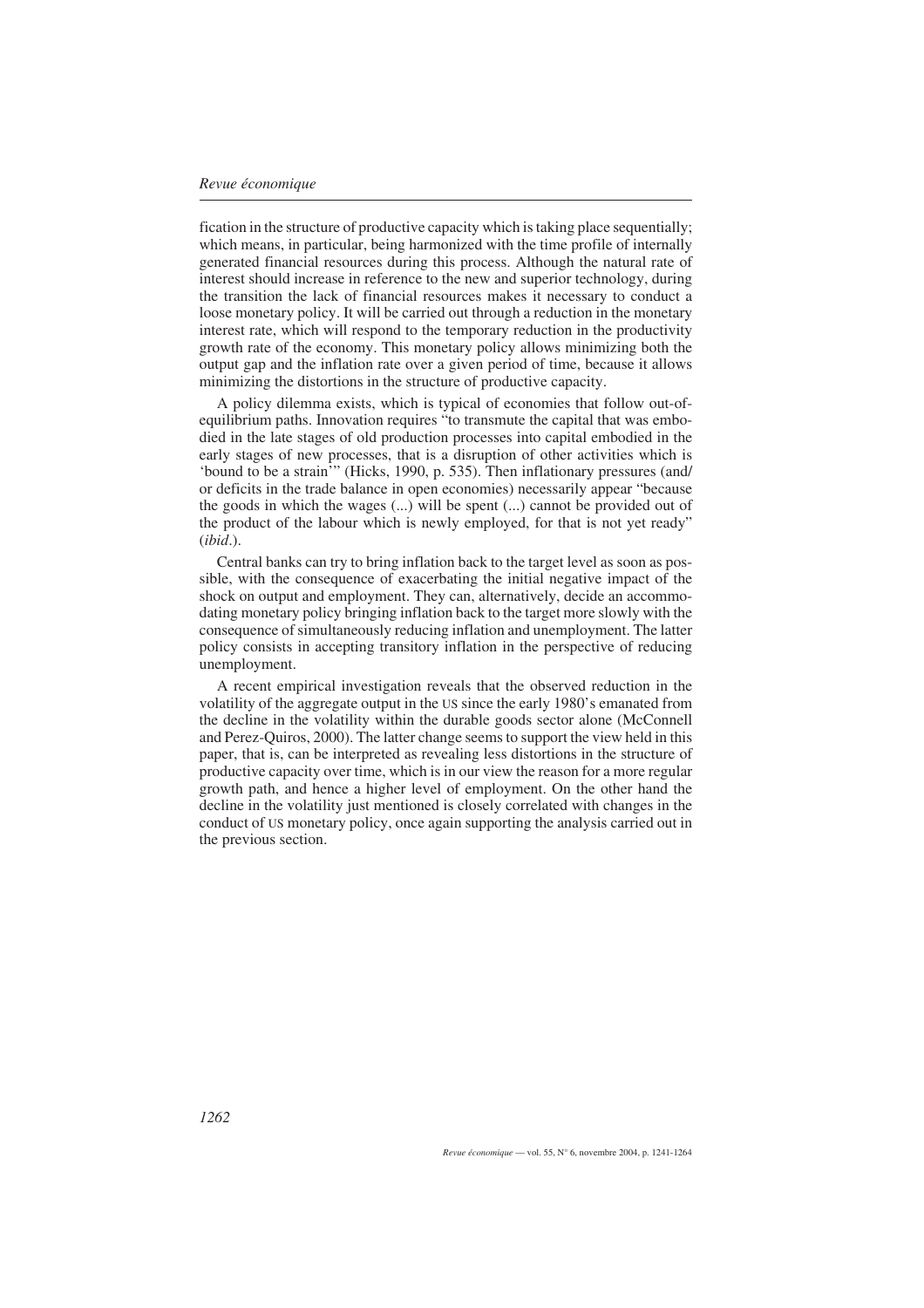fication in the structure of productive capacity which is taking place sequentially; which means, in particular, being harmonized with the time profile of internally generated financial resources during this process. Although the natural rate of interest should increase in reference to the new and superior technology, during the transition the lack of financial resources makes it necessary to conduct a loose monetary policy. It will be carried out through a reduction in the monetary interest rate, which will respond to the temporary reduction in the productivity growth rate of the economy. This monetary policy allows minimizing both the output gap and the inflation rate over a given period of time, because it allows minimizing the distortions in the structure of productive capacity.

A policy dilemma exists, which is typical of economies that follow out-of-equilibrium paths. Innovation requires "to transmute the capital that was embodied in the late stages of old production processes into capital embodied in the early stages of new processes, that is a disruption of other activities which is 'bound to be a strain'" (Hicks, 1990, p. 535). Then inflationary pressures (and/or deficits in the trade balance in open economies) necessarily appear "because the goods in which the wages (...) will be spent (...) cannot be provided out of the product of the labour which is newly employed, for that is not yet ready" (*ibid*.).

Central banks can try to bring inflation back to the target level as soon as possible, with the consequence of exacerbating the initial negative impact of the shock on output and employment. They can, alternatively, decide an accommodating monetary policy bringing inflation back to the target more slowly with the consequence of simultaneously reducing inflation and unemployment. The latter policy consists in accepting transitory inflation in the perspective of reducing unemployment.

A recent empirical investigation reveals that the observed reduction in the volatility of the aggregate output in the US since the early 1980's emanated from the decline in the volatility within the durable goods sector alone (McConnell and Perez-Quiros, 2000). The latter change seems to support the view held in this paper, that is, can be interpreted as revealing less distortions in the structure of productive capacity over time, which is in our view the reason for a more regular growth path, and hence a higher level of employment. On the other hand the decline in the volatility just mentioned is closely correlated with changes in the conduct of US monetary policy, once again supporting the analysis carried out in the previous section.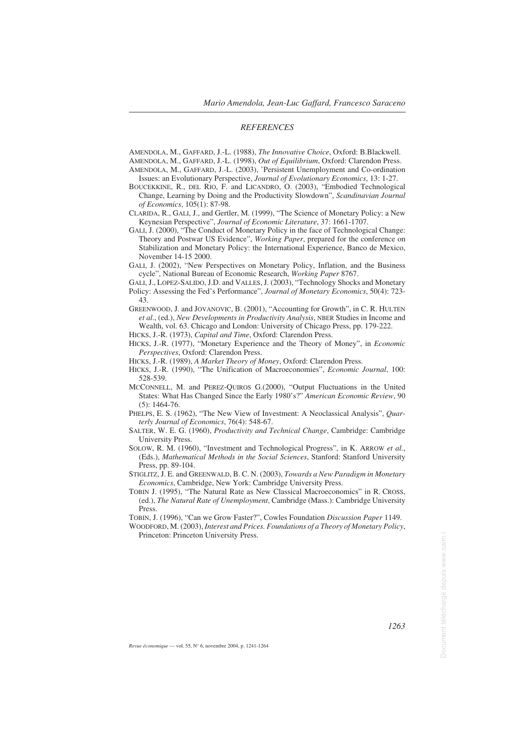## *REFERENCES*

AMENDOLA, M., GAFFARD, J.-L. (1988), *The Innovative Choice*, Oxford: B.Blackwell.

AMENDOLA, M., GAFFARD, J.-L. (1998), *Out of Equilibrium*, Oxford: Clarendon Press.

AMENDOLA, M., GAFFARD, J.-L. (2003), 'Persistent Unemployment and Co-ordination Issues: an Evolutionary Perspective, *Journal of Evolutionary Economics*, 13: 1-27.

BOUCEKKINE, R., DEL RIO, F. and LICANDRO, O. (2003), "Embodied Technological Change, Learning by Doing and the Productivity Slowdown", *Scandinavian Journal of Economics*, 105(1): 87-98.

CLARIDA, R., GALI, J., and Gertler, M. (1999), "The Science of Monetary Policy: a New Keynesian Perspective", *Journal of Economic Literature*, 37: 1661-1707.

GALI, J. (2000), "The Conduct of Monetary Policy in the face of Technological Change: Theory and Postwar US Evidence", *Working Paper*, prepared for the conference on Stabilization and Monetary Policy: the International Experience, Banco de Mexico, November 14-15 2000.

GALI, J. (2002), "New Perspectives on Monetary Policy, Inflation, and the Business cycle", National Bureau of Economic Research, *Working Paper* 8767.

GALI, J., LOPEZ-SALIDO, J.D. and VALLES, J. (2003), "Technology Shocks and Monetary Policy: Assessing the Fed's Performance", *Journal of Monetary Economics*, 50(4): 723-43.

GREENWOOD, J. and JOVANOVIC, B. (2001), "Accounting for Growth", in C. R. HULTEN *et al*., (ed.), *New Developments in Productivity Analysis*, NBER Studies in Income and Wealth, vol. 63. Chicago and London: University of Chicago Press, pp. 179-222.

HICKS, J.-R. (1973), *Capital and Time*, Oxford: Clarendon Press.

HICKS, J.-R. (1977), "Monetary Experience and the Theory of Money", in *Economic Perspectives*, Oxford: Clarendon Press.

HICKS, J.-R. (1989), *A Market Theory of Money*, Oxford: Clarendon Press.

HICKS, J.-R. (1990), "The Unification of Macroeconomies", *Economic Journal*, 100: 528-539.

MCCONNELL, M. and PEREZ-QUIROS G.(2000), "Output Fluctuations in the United States: What Has Changed Since the Early 1980's?" *American Economic Review*, 90 (5): 1464-76.

PHELPS, E. S. (1962), "The New View of Investment: A Neoclassical Analysis", *Quarterly Journal of Economics*, 76(4): 548-67.

SALTER, W. E. G. (1960), *Productivity and Technical Change*, Cambridge: Cambridge University Press.

SOLOW, R. M. (1960), "Investment and Technological Progress", in K. ARROW *et al.*, (Eds.), *Mathematical Methods in the Social Sciences*, Stanford: Stanford University Press, pp. 89-104.

STIGLITZ, J. E. and GREENWALD, B. C. N. (2003), *Towards a New Paradigm in Monetary Economics*, Cambridge, New York: Cambridge University Press.

TOBIN J. (1995), "The Natural Rate as New Classical Macroeconomics" in R. CROSS, (ed.), *The Natural Rate of Unemployment*, Cambridge (Mass.): Cambridge University Press.

TOBIN, J. (1996), "Can we Grow Faster?", Cowles Foundation *Discussion Paper* 1149.

WOODFORD, M. (2003), *Interest and Prices. Foundations of a Theory of Monetary Policy*, Princeton: Princeton University Press.